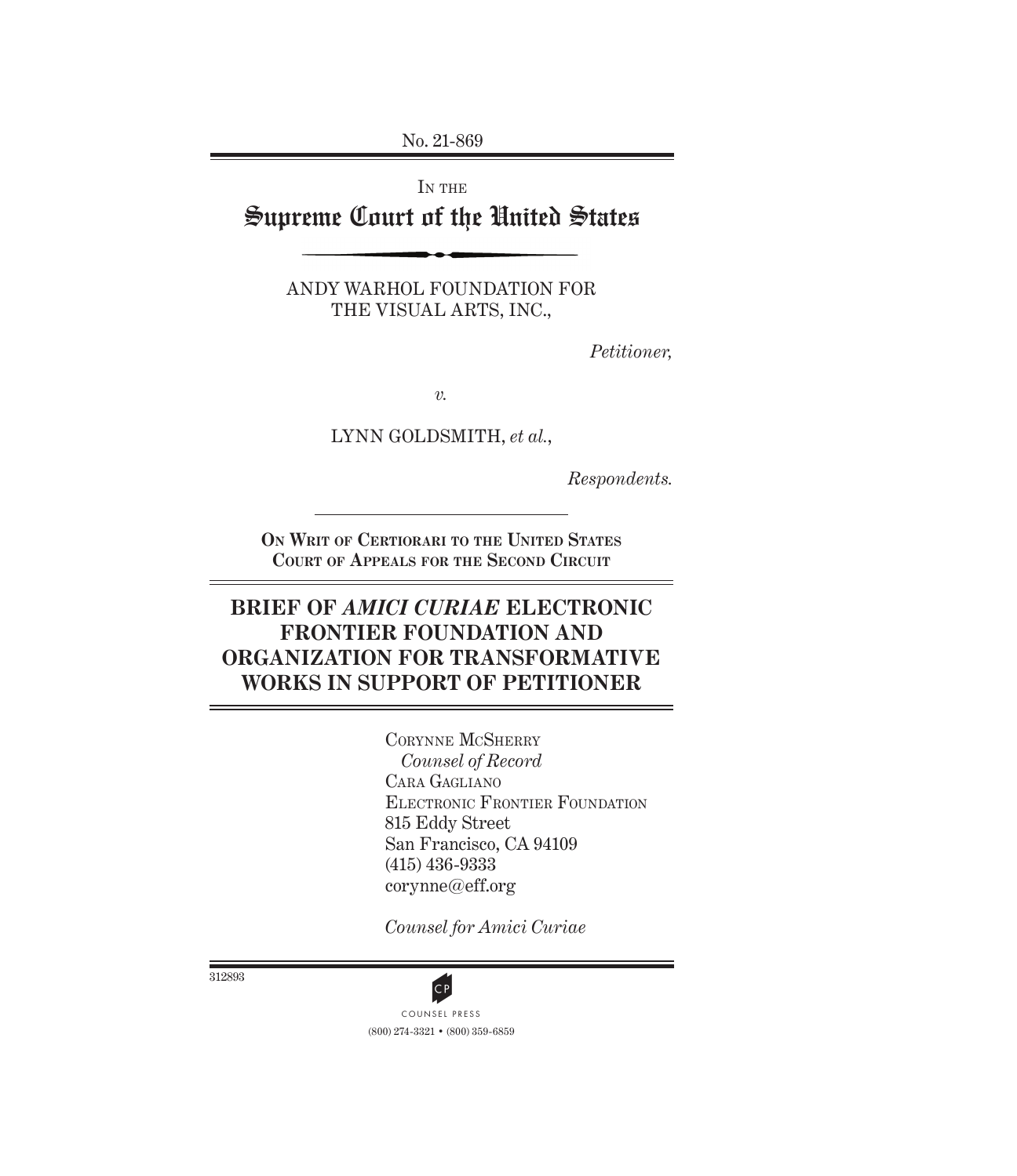No. 21-869

IN THE

# Supreme Court of the United States

ANDY WARHOL FOUNDATION FOR THE VISUAL ARTS, INC.,

*Petitioner,*

*v.*

LYNN GOLDSMITH, *et al.*,

*Respondents.*

**ON WRIT OF CERTIORARI TO THE UNITED STATES COURT OF APPEALS FOR THE SECOND CIRCUIT**

## BRIEF OF *AMICI CURIAE* ELECTRONIC FRONTIER FOUNDATION AND ORGANIZATION FOR TRANSFORMATIVE WORKS IN SUPPORT OF PETITIONER

CORYNNE MCSHERRY
*Counsel of Record*
CARA GAGLIANO
ELECTRONIC FRONTIER FOUNDATION
815 Eddy Street
San Francisco, CA 94109
(415) 436-9333
corynne@eff.org

*Counsel for Amici Curiae*

312893

COUNSEL PRESS
(800) 274-3321 • (800) 359-6859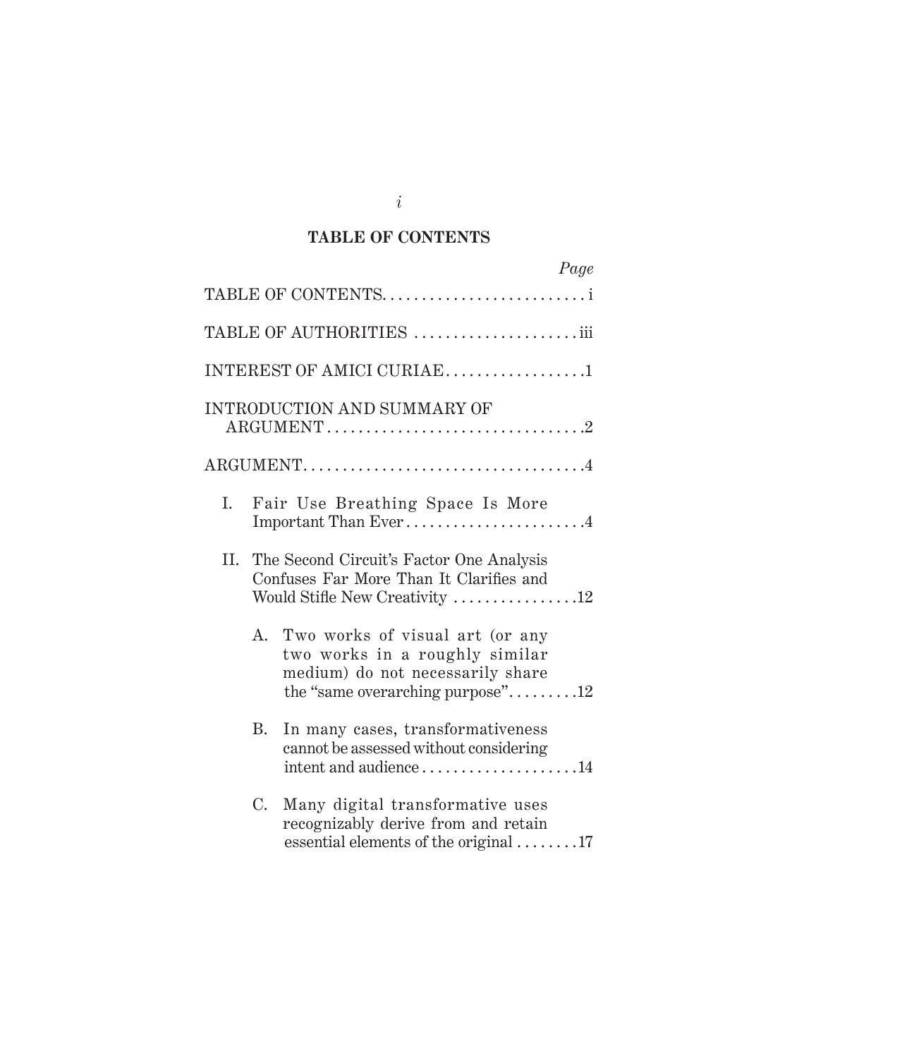## TABLE OF CONTENTS

| | Page |
|---|---|
| TABLE OF CONTENTS | i |
| TABLE OF AUTHORITIES | iii |
| INTEREST OF AMICI CURIAE | 1 |
| INTRODUCTION AND SUMMARY OF ARGUMENT | 2 |
| ARGUMENT | 4 |
| I. Fair Use Breathing Space Is More Important Than Ever | 4 |
| II. The Second Circuit's Factor One Analysis Confuses Far More Than It Clarifies and Would Stifle New Creativity | 12 |
| A. Two works of visual art (or any two works in a roughly similar medium) do not necessarily share the "same overarching purpose" | 12 |
| B. In many cases, transformativeness cannot be assessed without considering intent and audience | 14 |
| C. Many digital transformative uses recognizably derive from and retain essential elements of the original | 17 |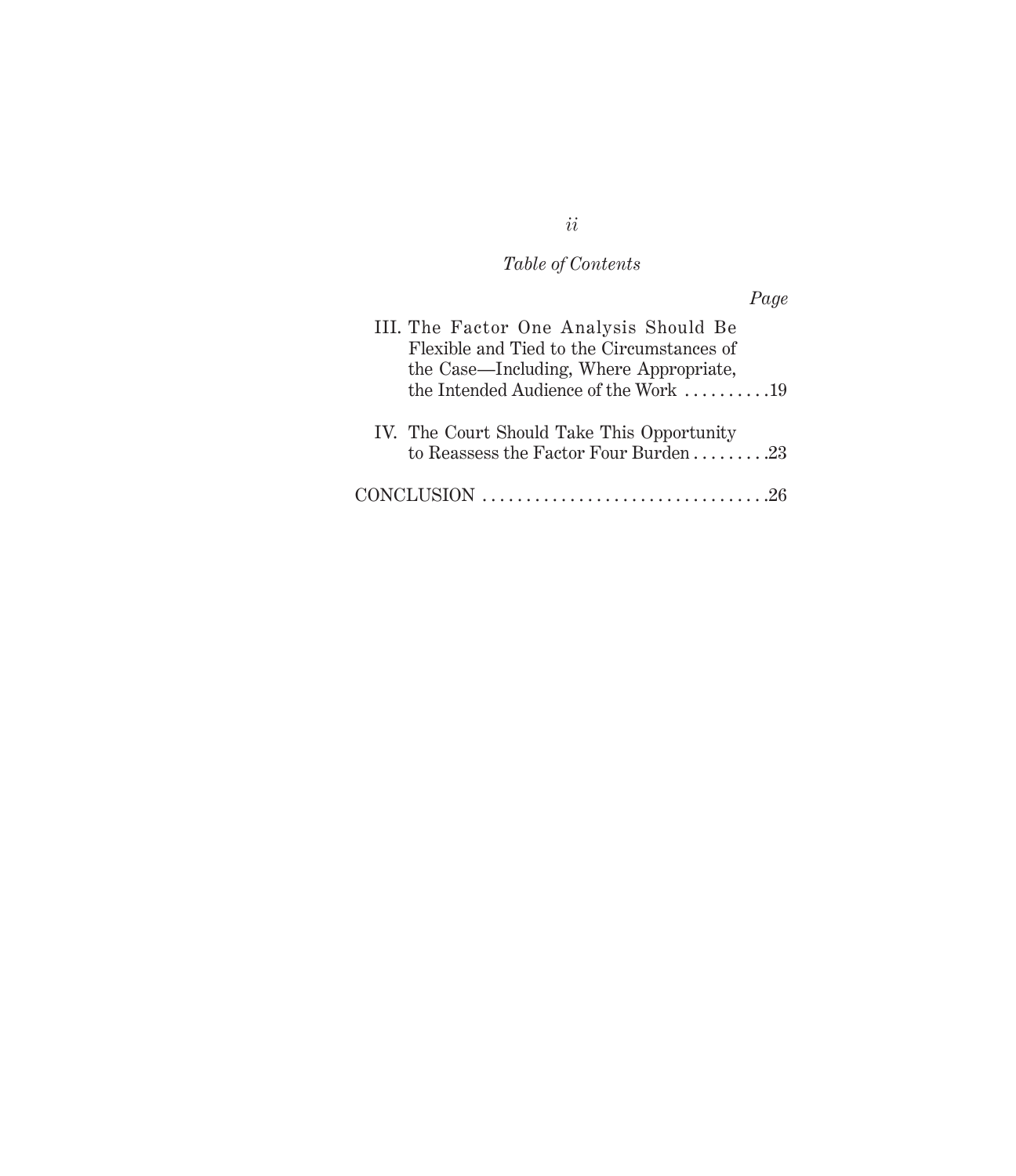*Table of Contents*

| | *Page* |
|---|---|
| III. The Factor One Analysis Should Be Flexible and Tied to the Circumstances of the Case—Including, Where Appropriate, the Intended Audience of the Work | 19 |
| IV. The Court Should Take This Opportunity to Reassess the Factor Four Burden | 23 |
| CONCLUSION | 26 |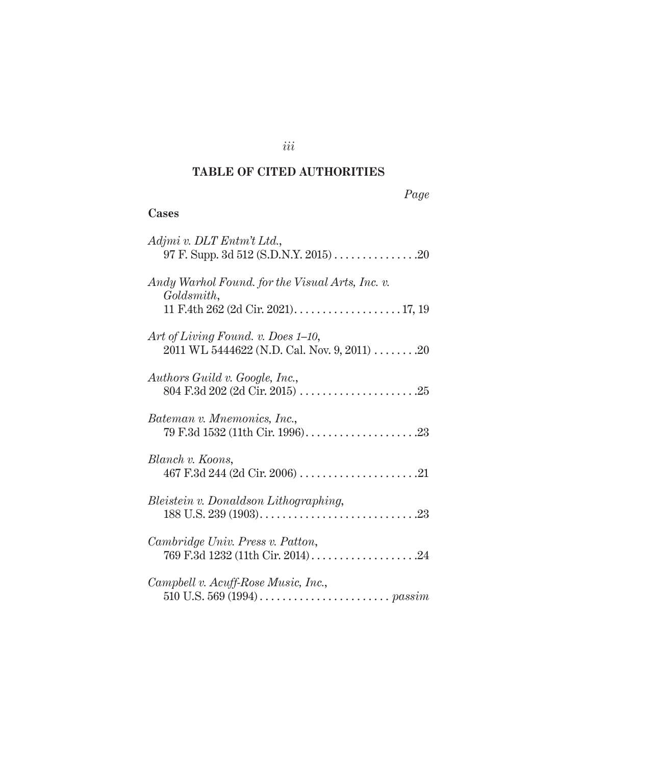## TABLE OF CITED AUTHORITIES

*Page*

**Cases**

*Adjmi v. DLT Entm't Ltd.*,
97 F. Supp. 3d 512 (S.D.N.Y. 2015) . . . . . . . . . . . . . . . .20

*Andy Warhol Found. for the Visual Arts, Inc. v. Goldsmith*,
11 F.4th 262 (2d Cir. 2021). . . . . . . . . . . . . . . . . . . . 17, 19

*Art of Living Found. v. Does 1–10*,
2011 WL 5444622 (N.D. Cal. Nov. 9, 2011) . . . . . . . .20

*Authors Guild v. Google, Inc.*,
804 F.3d 202 (2d Cir. 2015) . . . . . . . . . . . . . . . . . . . . . .25

*Bateman v. Mnemonics, Inc.*,
79 F.3d 1532 (11th Cir. 1996). . . . . . . . . . . . . . . . . . . . .23

*Blanch v. Koons*,
467 F.3d 244 (2d Cir. 2006) . . . . . . . . . . . . . . . . . . . . . .21

*Bleistein v. Donaldson Lithographing*,
188 U.S. 239 (1903). . . . . . . . . . . . . . . . . . . . . . . . . . . . .23

*Cambridge Univ. Press v. Patton*,
769 F.3d 1232 (11th Cir. 2014) . . . . . . . . . . . . . . . . . . .24

*Campbell v. Acuff-Rose Music, Inc.*,
510 U.S. 569 (1994) . . . . . . . . . . . . . . . . . . . . . . . *passim*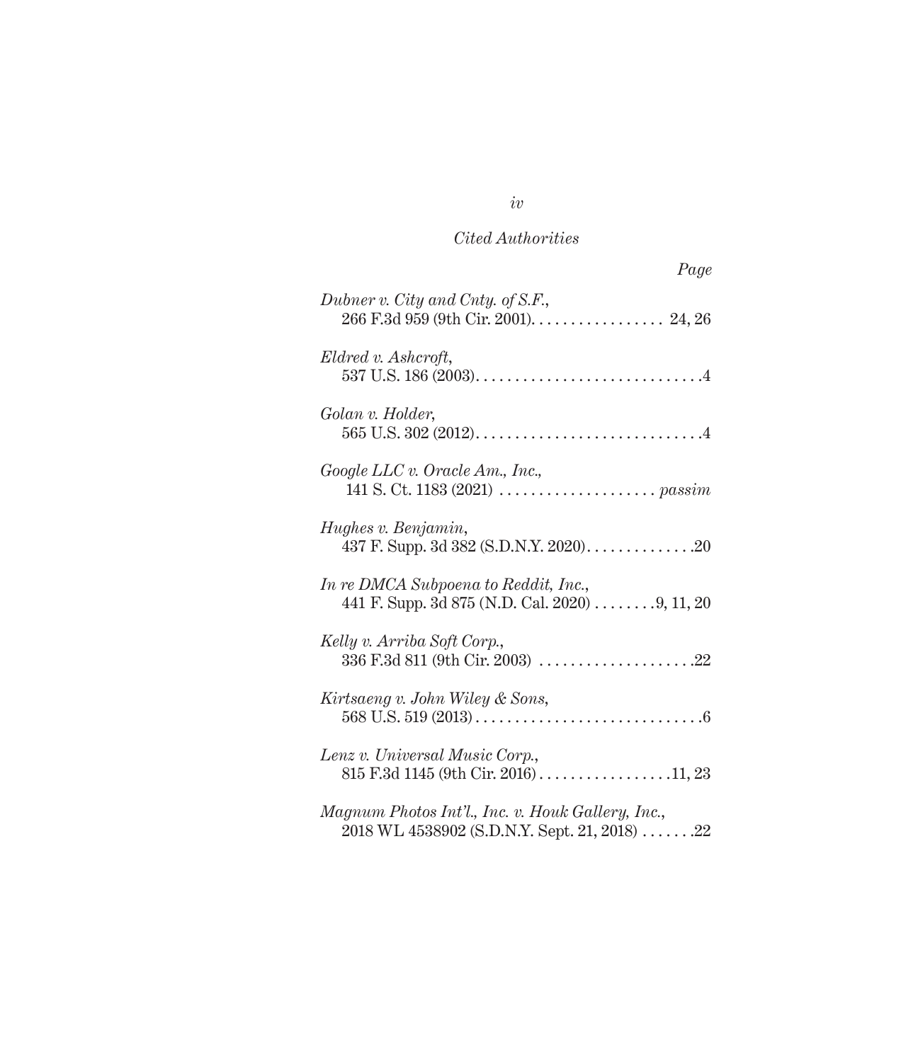*Cited Authorities*

*Page*

*Dubner v. City and Cnty. of S.F.*,
266 F.3d 959 (9th Cir. 2001). . . . . . . . . . . . . . . . . 24, 26

*Eldred v. Ashcroft*,
537 U.S. 186 (2003). . . . . . . . . . . . . . . . . . . . . . . . . . . . .4

*Golan v. Holder*,
565 U.S. 302 (2012). . . . . . . . . . . . . . . . . . . . . . . . . . . . .4

*Google LLC v. Oracle Am., Inc.*,
141 S. Ct. 1183 (2021) . . . . . . . . . . . . . . . . . . . . *passim*

*Hughes v. Benjamin*,
437 F. Supp. 3d 382 (S.D.N.Y. 2020). . . . . . . . . . . . . .20

*In re DMCA Subpoena to Reddit, Inc.*,
441 F. Supp. 3d 875 (N.D. Cal. 2020) . . . . . . . .9, 11, 20

*Kelly v. Arriba Soft Corp.*,
336 F.3d 811 (9th Cir. 2003) . . . . . . . . . . . . . . . . . . . .22

*Kirtsaeng v. John Wiley & Sons*,
568 U.S. 519 (2013) . . . . . . . . . . . . . . . . . . . . . . . . . . . .6

*Lenz v. Universal Music Corp.*,
815 F.3d 1145 (9th Cir. 2016) . . . . . . . . . . . . . . . . .11, 23

*Magnum Photos Int'l., Inc. v. Houk Gallery, Inc.*,
2018 WL 4538902 (S.D.N.Y. Sept. 21, 2018) . . . . . . .22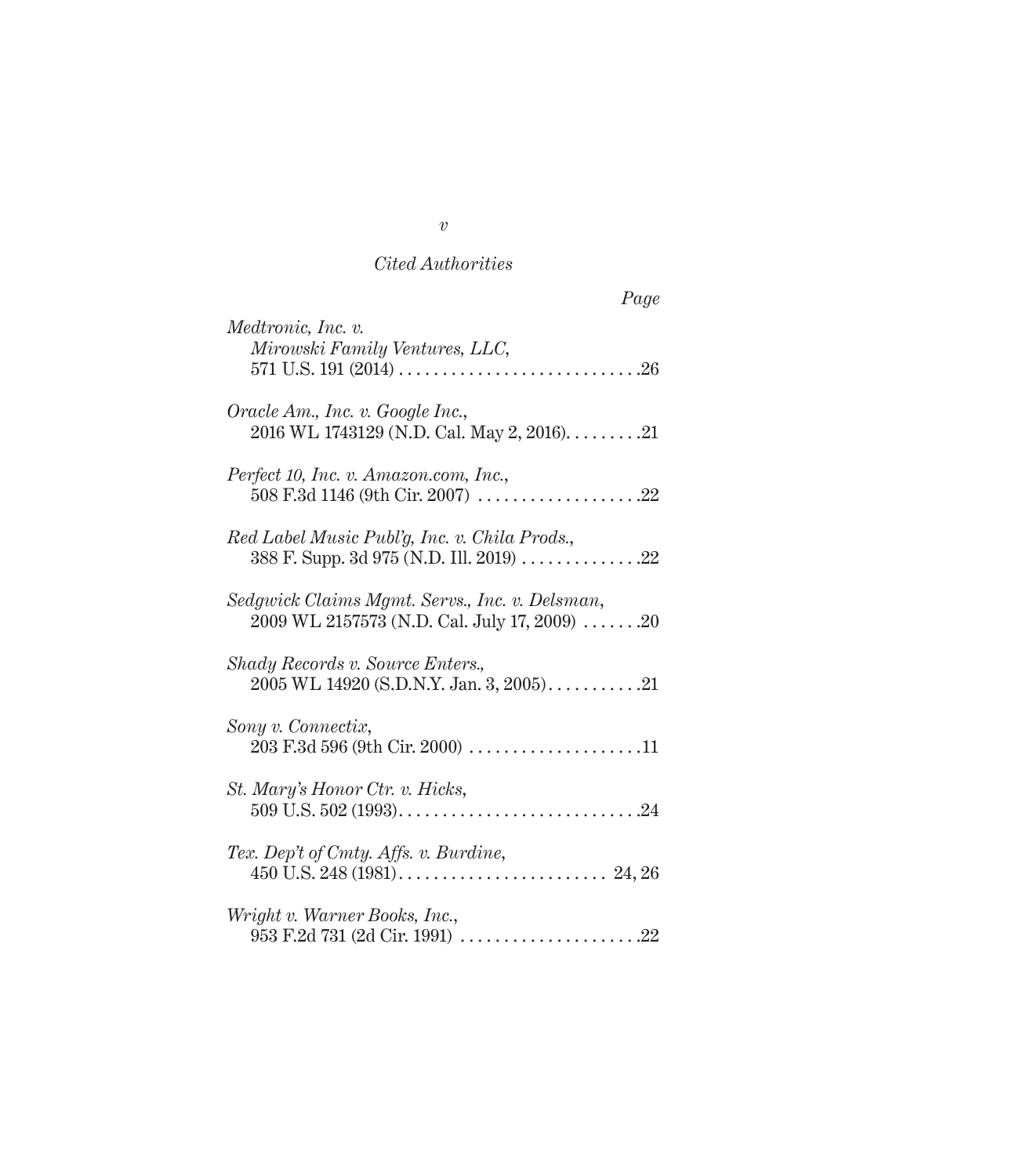*Cited Authorities*

*Page*

*Medtronic, Inc. v. Mirowski Family Ventures, LLC*, 571 U.S. 191 (2014) . . . . . . . . . . . . . . . . . . . . . . . . . . . .26

*Oracle Am., Inc. v. Google Inc.*, 2016 WL 1743129 (N.D. Cal. May 2, 2016). . . . . . . . .21

*Perfect 10, Inc. v. Amazon.com, Inc.*, 508 F.3d 1146 (9th Cir. 2007) . . . . . . . . . . . . . . . . . . .22

*Red Label Music Publ'g, Inc. v. Chila Prods.*, 388 F. Supp. 3d 975 (N.D. Ill. 2019) . . . . . . . . . . . . . .22

*Sedgwick Claims Mgmt. Servs., Inc. v. Delsman*, 2009 WL 2157573 (N.D. Cal. July 17, 2009) . . . . . . .20

*Shady Records v. Source Enters.*, 2005 WL 14920 (S.D.N.Y. Jan. 3, 2005). . . . . . . . . . .21

*Sony v. Connectix*, 203 F.3d 596 (9th Cir. 2000) . . . . . . . . . . . . . . . . . . . .11

*St. Mary's Honor Ctr. v. Hicks*, 509 U.S. 502 (1993). . . . . . . . . . . . . . . . . . . . . . . . . . . .24

*Tex. Dep't of Cmty. Affs. v. Burdine*, 450 U.S. 248 (1981). . . . . . . . . . . . . . . . . . . . . . . . 24, 26

*Wright v. Warner Books, Inc.*, 953 F.2d 731 (2d Cir. 1991) . . . . . . . . . . . . . . . . . . . . .22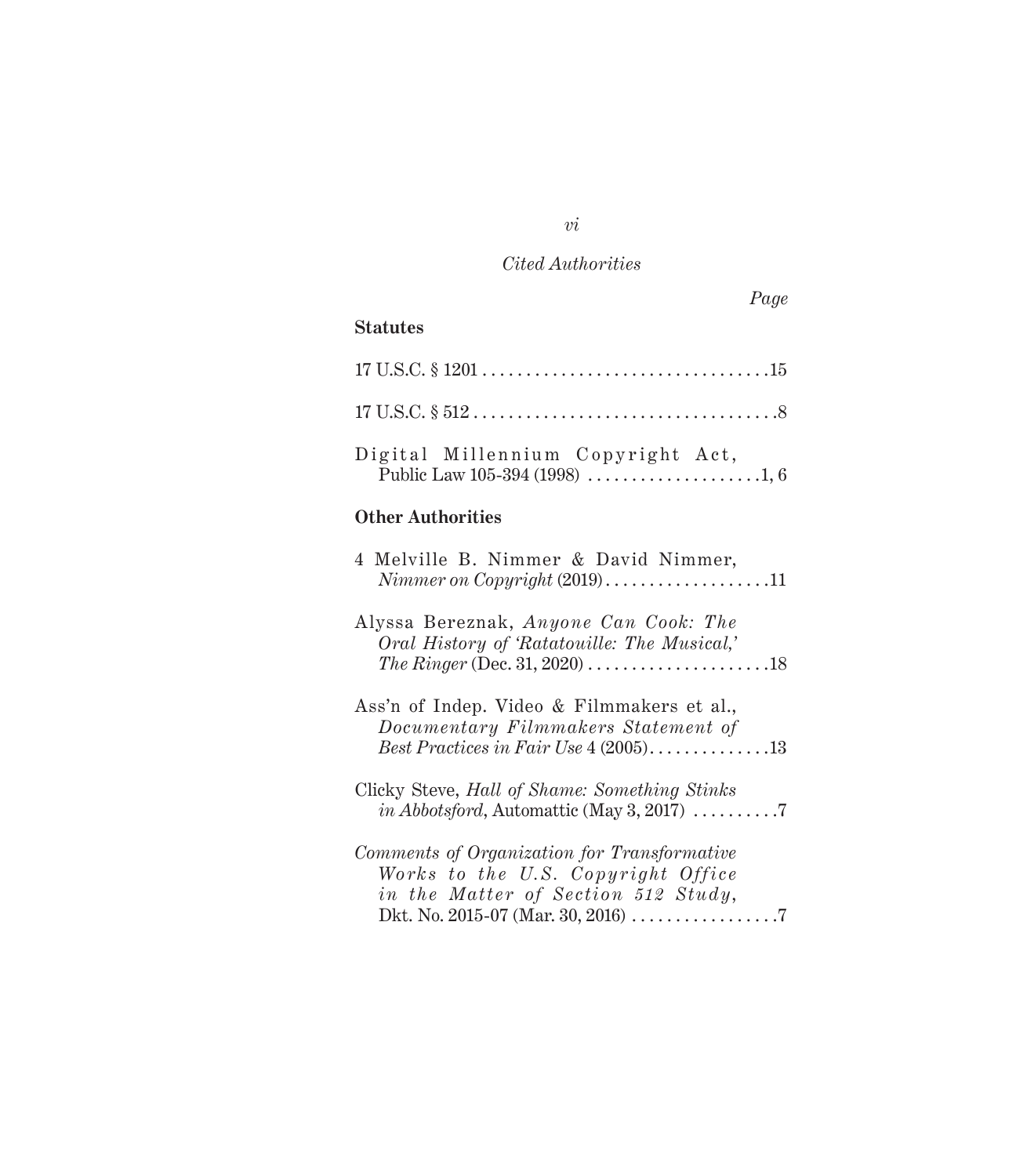*Cited Authorities*

*Page*

**Statutes**

17 U.S.C. § 1201 . . . . . . . . . . . . . . . . . . . . . . . . . . . . . . . . .15

17 U.S.C. § 512 . . . . . . . . . . . . . . . . . . . . . . . . . . . . . . . . . . .8

Digital Millennium Copyright Act, Public Law 105-394 (1998) . . . . . . . . . . . . . . . . . . . .1, 6

**Other Authorities**

4 Melville B. Nimmer & David Nimmer, *Nimmer on Copyright* (2019) . . . . . . . . . . . . . . . . . . .11

Alyssa Bereznak, *Anyone Can Cook: The Oral History of 'Ratatouille: The Musical,' The Ringer* (Dec. 31, 2020) . . . . . . . . . . . . . . . . . . . . .18

Ass'n of Indep. Video & Filmmakers et al., *Documentary Filmmakers Statement of Best Practices in Fair Use* 4 (2005) . . . . . . . . . . . . . .13

Clicky Steve, *Hall of Shame: Something Stinks in Abbotsford*, Automattic (May 3, 2017) . . . . . . . . . .7

*Comments of Organization for Transformative Works to the U.S. Copyright Office in the Matter of Section 512 Study*, Dkt. No. 2015-07 (Mar. 30, 2016) . . . . . . . . . . . . . . . . .7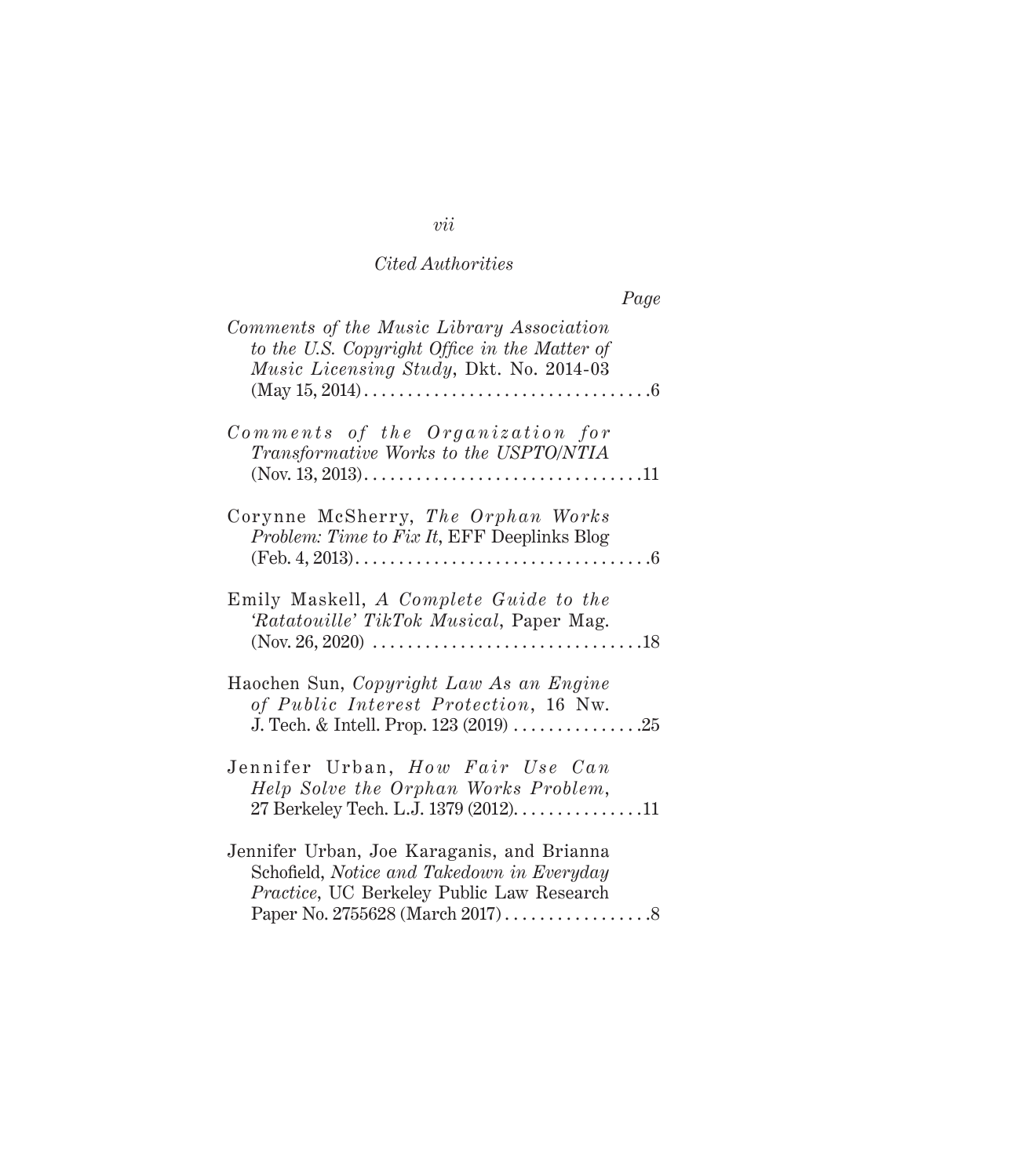*Cited Authorities*

*Page*

*Comments of the Music Library Association to the U.S. Copyright Office in the Matter of Music Licensing Study*, Dkt. No. 2014-03 (May 15, 2014) . . . . . . . . . . . . . . . . . . . . . . . . . . . . . . . . . 6

*Comments of the Organization for Transformative Works to the USPTO/NTIA* (Nov. 13, 2013). . . . . . . . . . . . . . . . . . . . . . . . . . . . . . . . 11

Corynne McSherry, *The Orphan Works Problem: Time to Fix It*, EFF Deeplinks Blog (Feb. 4, 2013). . . . . . . . . . . . . . . . . . . . . . . . . . . . . . . . . . 6

Emily Maskell, *A Complete Guide to the 'Ratatouille' TikTok Musical*, Paper Mag. (Nov. 26, 2020) . . . . . . . . . . . . . . . . . . . . . . . . . . . . . . . 18

Haochen Sun, *Copyright Law As an Engine of Public Interest Protection*, 16 Nw. J. Tech. & Intell. Prop. 123 (2019) . . . . . . . . . . . . . . . 25

Jennifer Urban, *How Fair Use Can Help Solve the Orphan Works Problem*, 27 Berkeley Tech. L.J. 1379 (2012). . . . . . . . . . . . . . . 11

Jennifer Urban, Joe Karaganis, and Brianna Schofield, *Notice and Takedown in Everyday Practice*, UC Berkeley Public Law Research Paper No. 2755628 (March 2017) . . . . . . . . . . . . . . . . . 8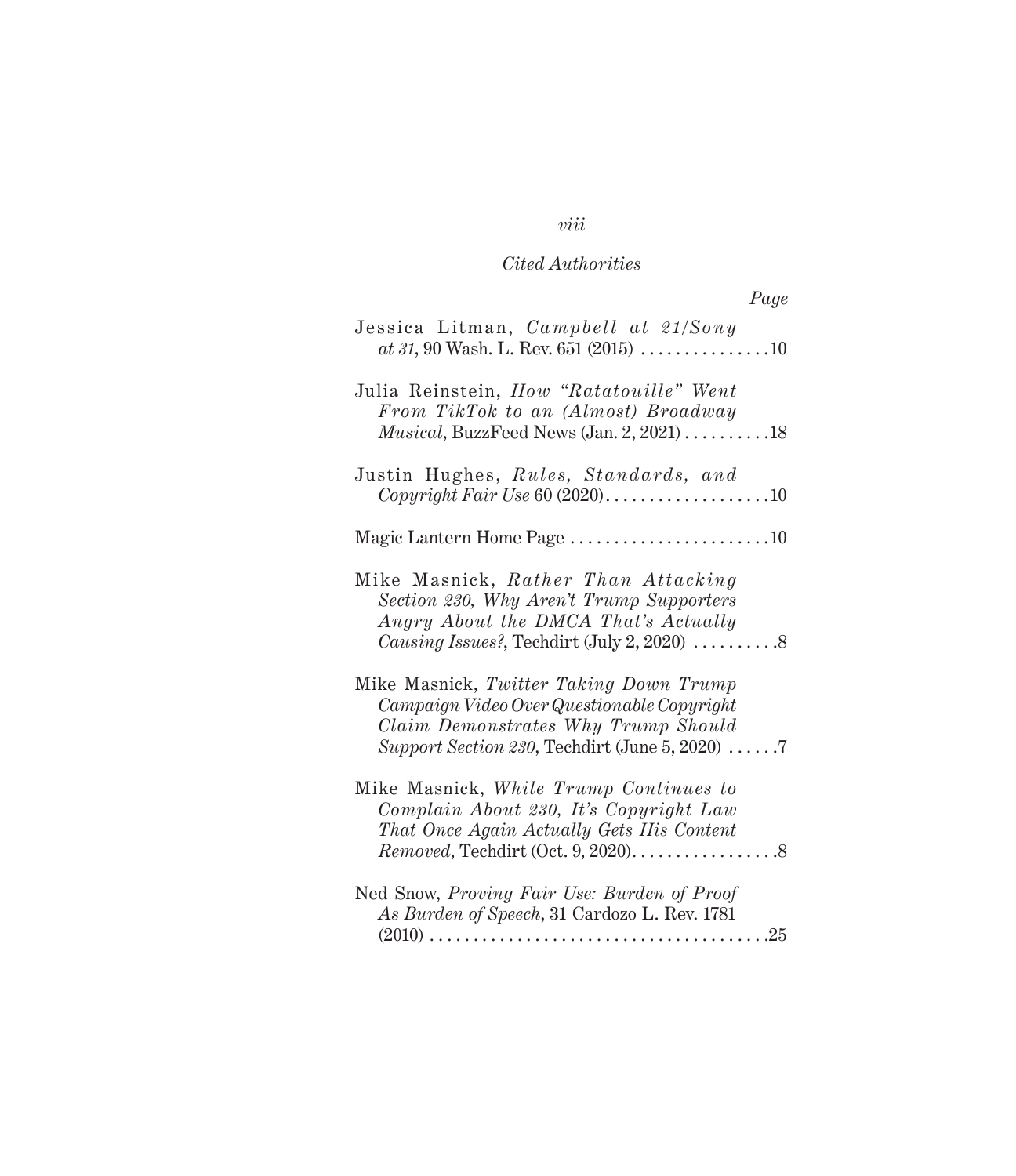*Cited Authorities*

*Page*

Jessica Litman, *Campbell at 21/Sony at 31*, 90 Wash. L. Rev. 651 (2015) . . . . . . . . . . . . . . .10

Julia Reinstein, *How "Ratatouille" Went From TikTok to an (Almost) Broadway Musical*, BuzzFeed News (Jan. 2, 2021) . . . . . . . . . .18

Justin Hughes, *Rules, Standards, and Copyright Fair Use* 60 (2020). . . . . . . . . . . . . . . . . . .10

Magic Lantern Home Page . . . . . . . . . . . . . . . . . . . . . . .10

Mike Masnick, *Rather Than Attacking Section 230, Why Aren't Trump Supporters Angry About the DMCA That's Actually Causing Issues?*, Techdirt (July 2, 2020) . . . . . . . . . .8

Mike Masnick, *Twitter Taking Down Trump Campaign Video Over Questionable Copyright Claim Demonstrates Why Trump Should Support Section 230*, Techdirt (June 5, 2020) . . . . . .7

Mike Masnick, *While Trump Continues to Complain About 230, It's Copyright Law That Once Again Actually Gets His Content Removed*, Techdirt (Oct. 9, 2020). . . . . . . . . . . . . . . . .8

Ned Snow, *Proving Fair Use: Burden of Proof As Burden of Speech*, 31 Cardozo L. Rev. 1781 (2010) . . . . . . . . . . . . . . . . . . . . . . . . . . . . . . . . . . . . . .25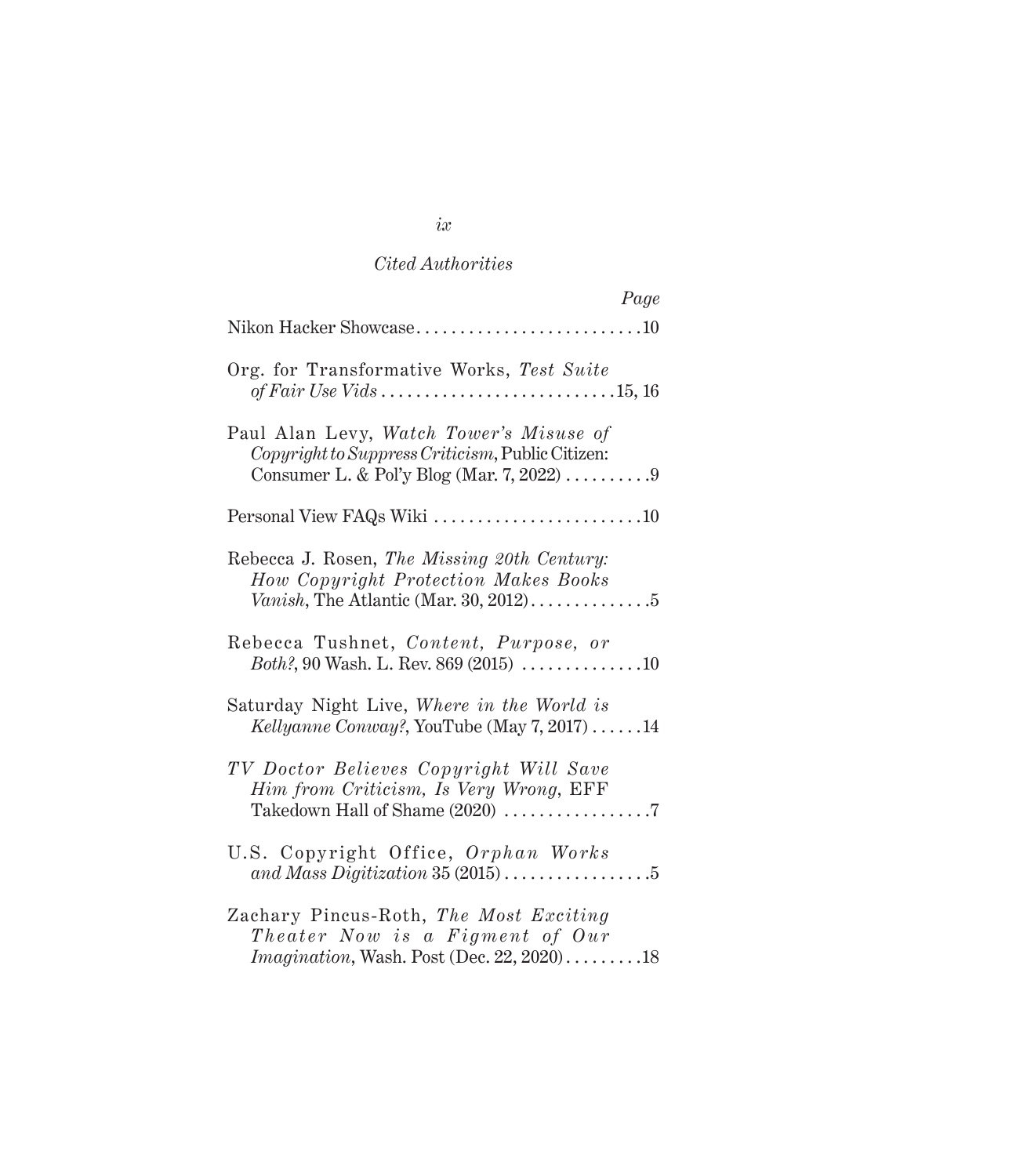*Cited Authorities*

*Page*

Nikon Hacker Showcase . . . . . . . . . . . . . . . . . . . . . . . . . . .10

Org. for Transformative Works, *Test Suite of Fair Use Vids* . . . . . . . . . . . . . . . . . . . . . . . . . . .15, 16

Paul Alan Levy, *Watch Tower's Misuse of Copyright to Suppress Criticism*, Public Citizen: Consumer L. & Pol'y Blog (Mar. 7, 2022) . . . . . . . . . .9

Personal View FAQs Wiki . . . . . . . . . . . . . . . . . . . . . . . .10

Rebecca J. Rosen, *The Missing 20th Century: How Copyright Protection Makes Books Vanish*, The Atlantic (Mar. 30, 2012) . . . . . . . . . . . . . .5

Rebecca Tushnet, *Content, Purpose, or Both?*, 90 Wash. L. Rev. 869 (2015) . . . . . . . . . . . . . .10

Saturday Night Live, *Where in the World is Kellyanne Conway?*, YouTube (May 7, 2017) . . . . . .14

*TV Doctor Believes Copyright Will Save Him from Criticism, Is Very Wrong*, EFF Takedown Hall of Shame (2020) . . . . . . . . . . . . . . . . .7

U.S. Copyright Office, *Orphan Works and Mass Digitization* 35 (2015) . . . . . . . . . . . . . . . . .5

Zachary Pincus-Roth, *The Most Exciting Theater Now is a Figment of Our Imagination*, Wash. Post (Dec. 22, 2020) . . . . . . . . .18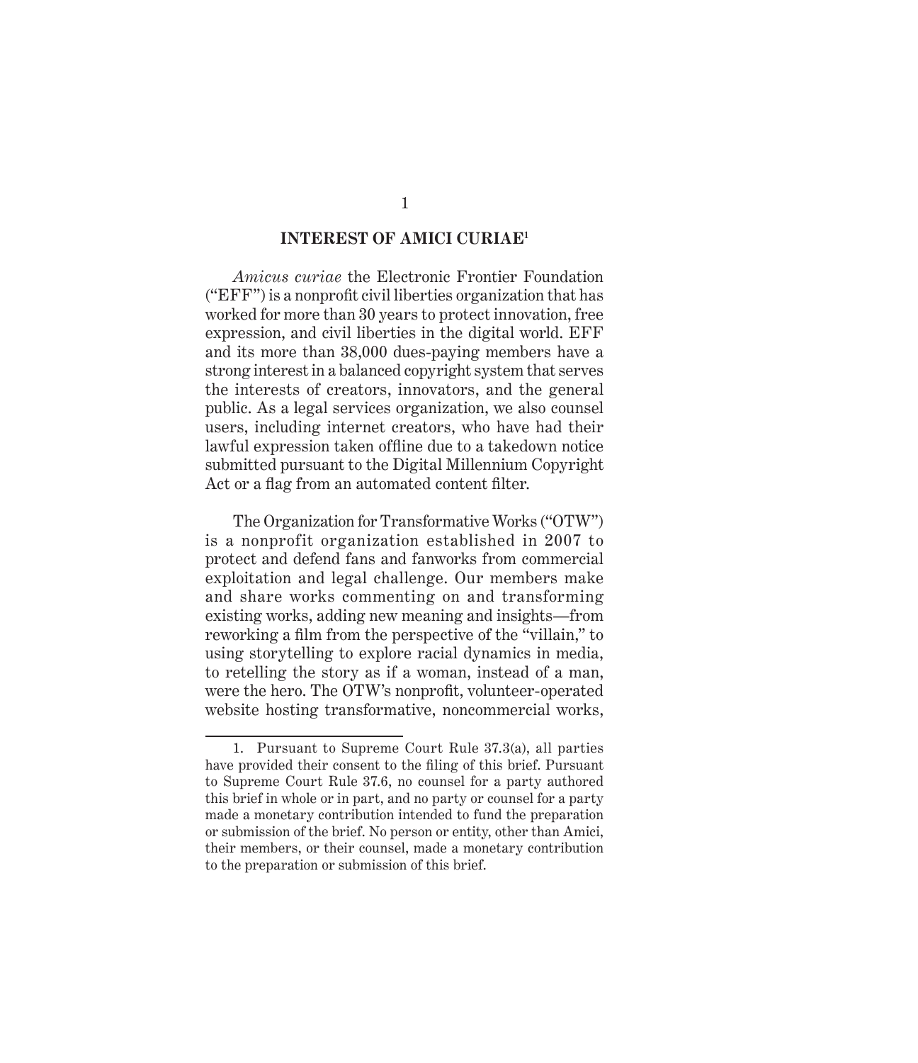## INTEREST OF AMICI CURIAE[1]

*Amicus curiae* the Electronic Frontier Foundation ("EFF") is a nonprofit civil liberties organization that has worked for more than 30 years to protect innovation, free expression, and civil liberties in the digital world. EFF and its more than 38,000 dues-paying members have a strong interest in a balanced copyright system that serves the interests of creators, innovators, and the general public. As a legal services organization, we also counsel users, including internet creators, who have had their lawful expression taken offline due to a takedown notice submitted pursuant to the Digital Millennium Copyright Act or a flag from an automated content filter.

The Organization for Transformative Works ("OTW") is a nonprofit organization established in 2007 to protect and defend fans and fanworks from commercial exploitation and legal challenge. Our members make and share works commenting on and transforming existing works, adding new meaning and insights—from reworking a film from the perspective of the "villain," to using storytelling to explore racial dynamics in media, to retelling the story as if a woman, instead of a man, were the hero. The OTW's nonprofit, volunteer-operated website hosting transformative, noncommercial works,

---

1. Pursuant to Supreme Court Rule 37.3(a), all parties have provided their consent to the filing of this brief. Pursuant to Supreme Court Rule 37.6, no counsel for a party authored this brief in whole or in part, and no party or counsel for a party made a monetary contribution intended to fund the preparation or submission of the brief. No person or entity, other than Amici, their members, or their counsel, made a monetary contribution to the preparation or submission of this brief.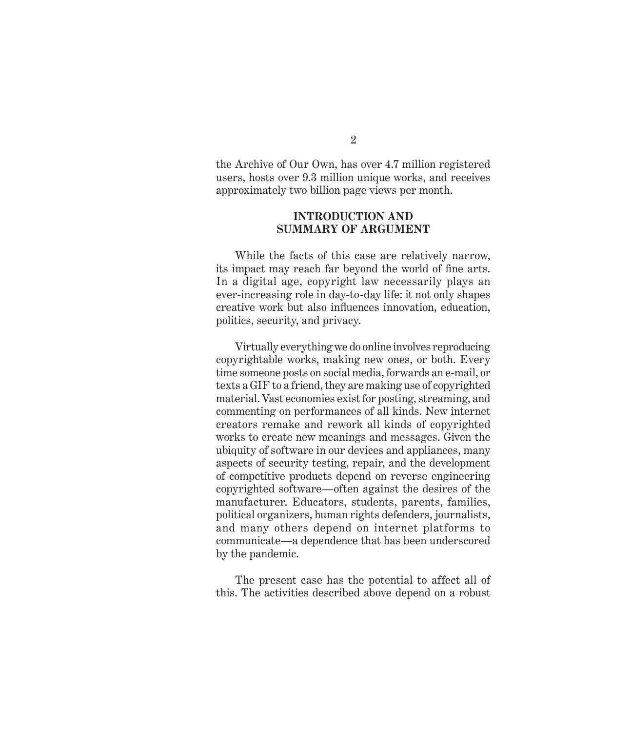the Archive of Our Own, has over 4.7 million registered users, hosts over 9.3 million unique works, and receives approximately two billion page views per month.

## INTRODUCTION AND SUMMARY OF ARGUMENT

While the facts of this case are relatively narrow, its impact may reach far beyond the world of fine arts. In a digital age, copyright law necessarily plays an ever-increasing role in day-to-day life: it not only shapes creative work but also influences innovation, education, politics, security, and privacy.

Virtually everything we do online involves reproducing copyrightable works, making new ones, or both. Every time someone posts on social media, forwards an e-mail, or texts a GIF to a friend, they are making use of copyrighted material. Vast economies exist for posting, streaming, and commenting on performances of all kinds. New internet creators remake and rework all kinds of copyrighted works to create new meanings and messages. Given the ubiquity of software in our devices and appliances, many aspects of security testing, repair, and the development of competitive products depend on reverse engineering copyrighted software—often against the desires of the manufacturer. Educators, students, parents, families, political organizers, human rights defenders, journalists, and many others depend on internet platforms to communicate—a dependence that has been underscored by the pandemic.

The present case has the potential to affect all of this. The activities described above depend on a robust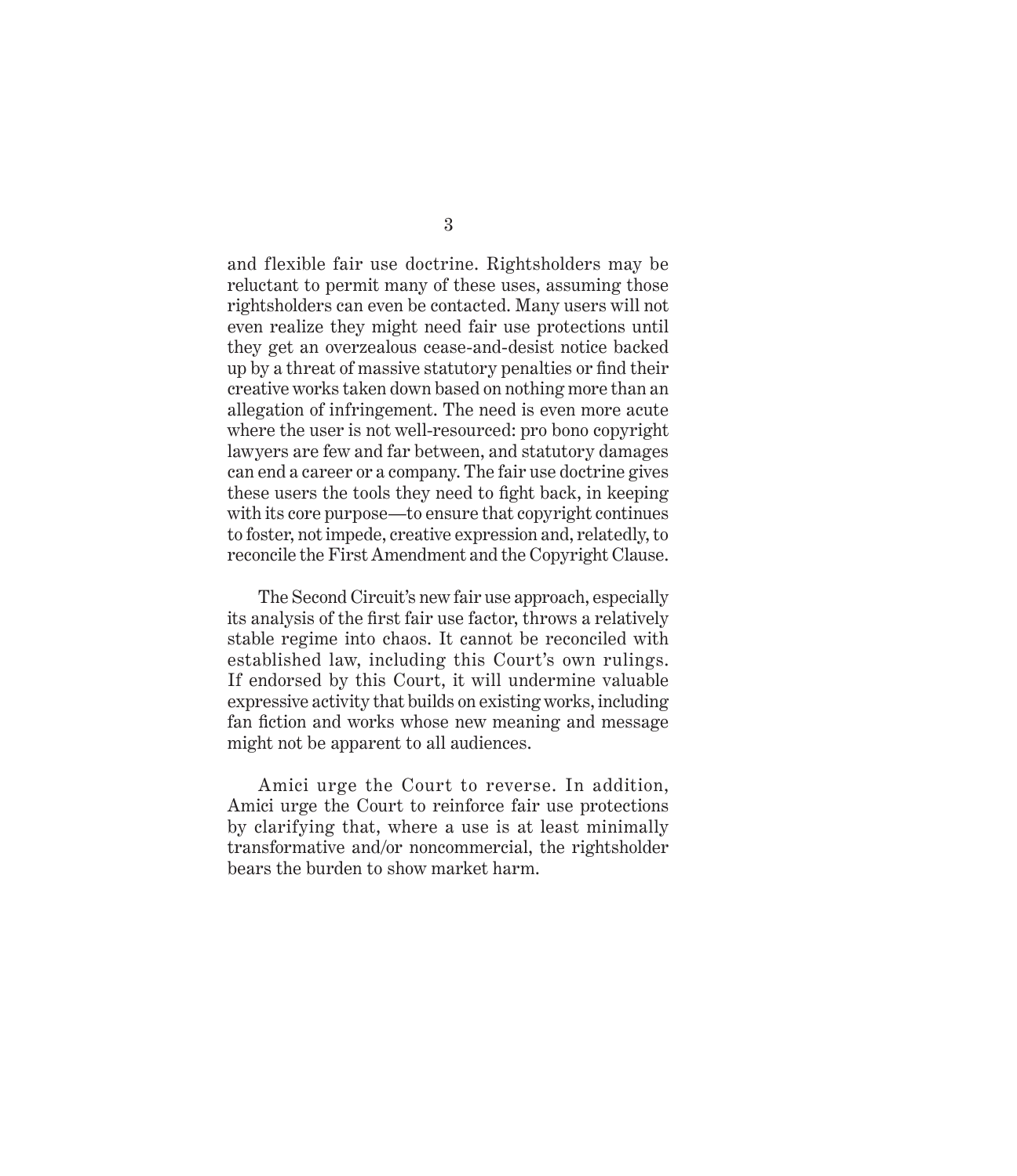and flexible fair use doctrine. Rightsholders may be reluctant to permit many of these uses, assuming those rightsholders can even be contacted. Many users will not even realize they might need fair use protections until they get an overzealous cease-and-desist notice backed up by a threat of massive statutory penalties or find their creative works taken down based on nothing more than an allegation of infringement. The need is even more acute where the user is not well-resourced: pro bono copyright lawyers are few and far between, and statutory damages can end a career or a company. The fair use doctrine gives these users the tools they need to fight back, in keeping with its core purpose—to ensure that copyright continues to foster, not impede, creative expression and, relatedly, to reconcile the First Amendment and the Copyright Clause.

The Second Circuit's new fair use approach, especially its analysis of the first fair use factor, throws a relatively stable regime into chaos. It cannot be reconciled with established law, including this Court's own rulings. If endorsed by this Court, it will undermine valuable expressive activity that builds on existing works, including fan fiction and works whose new meaning and message might not be apparent to all audiences.

Amici urge the Court to reverse. In addition, Amici urge the Court to reinforce fair use protections by clarifying that, where a use is at least minimally transformative and/or noncommercial, the rightsholder bears the burden to show market harm.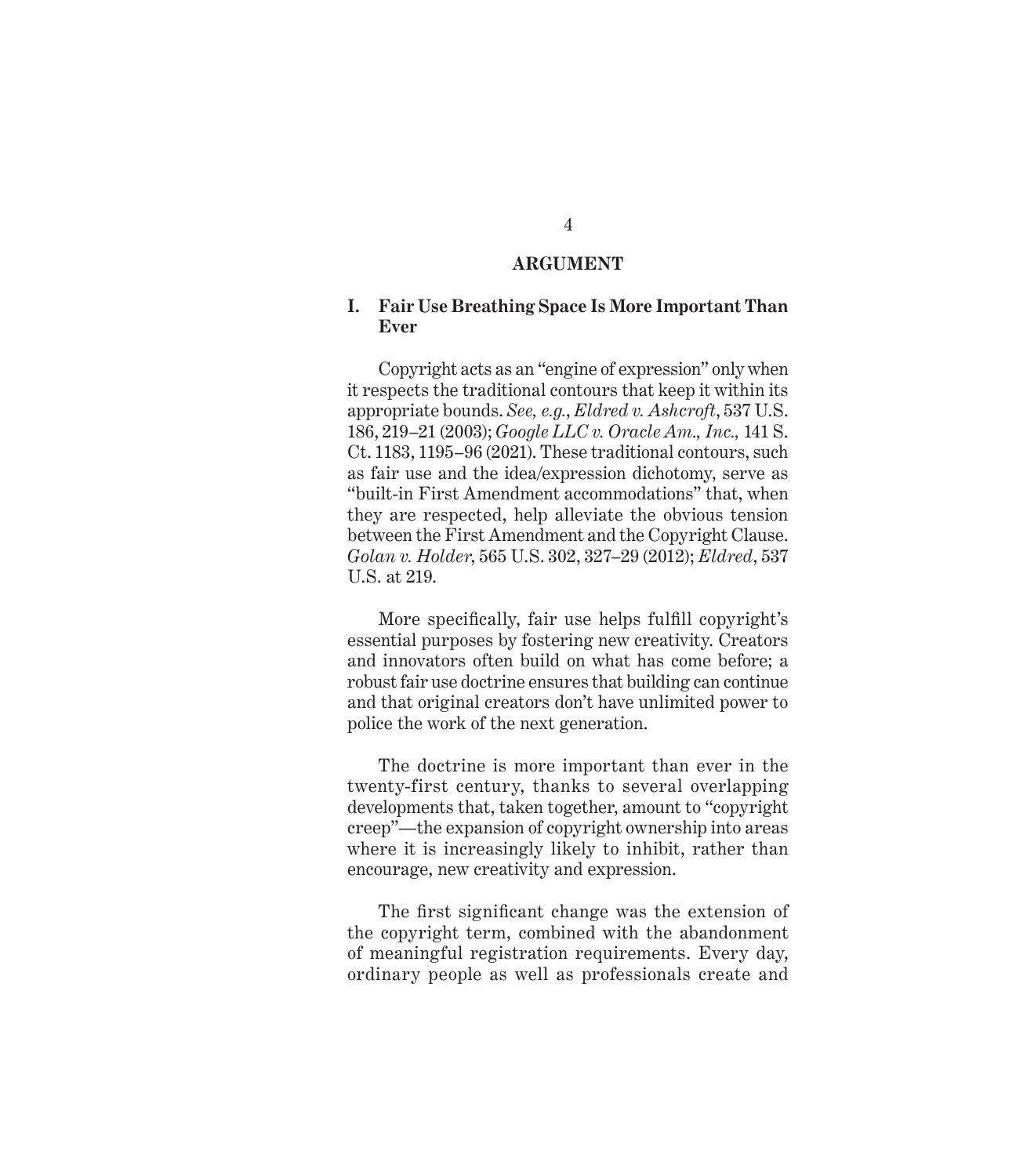## ARGUMENT

### I. Fair Use Breathing Space Is More Important Than Ever

Copyright acts as an "engine of expression" only when it respects the traditional contours that keep it within its appropriate bounds. *See, e.g.*, *Eldred v. Ashcroft*, 537 U.S. 186, 219–21 (2003); *Google LLC v. Oracle Am., Inc.*, 141 S. Ct. 1183, 1195–96 (2021). These traditional contours, such as fair use and the idea/expression dichotomy, serve as "built-in First Amendment accommodations" that, when they are respected, help alleviate the obvious tension between the First Amendment and the Copyright Clause. *Golan v. Holder*, 565 U.S. 302, 327–29 (2012); *Eldred*, 537 U.S. at 219.

More specifically, fair use helps fulfill copyright's essential purposes by fostering new creativity. Creators and innovators often build on what has come before; a robust fair use doctrine ensures that building can continue and that original creators don't have unlimited power to police the work of the next generation.

The doctrine is more important than ever in the twenty-first century, thanks to several overlapping developments that, taken together, amount to "copyright creep"—the expansion of copyright ownership into areas where it is increasingly likely to inhibit, rather than encourage, new creativity and expression.

The first significant change was the extension of the copyright term, combined with the abandonment of meaningful registration requirements. Every day, ordinary people as well as professionals create and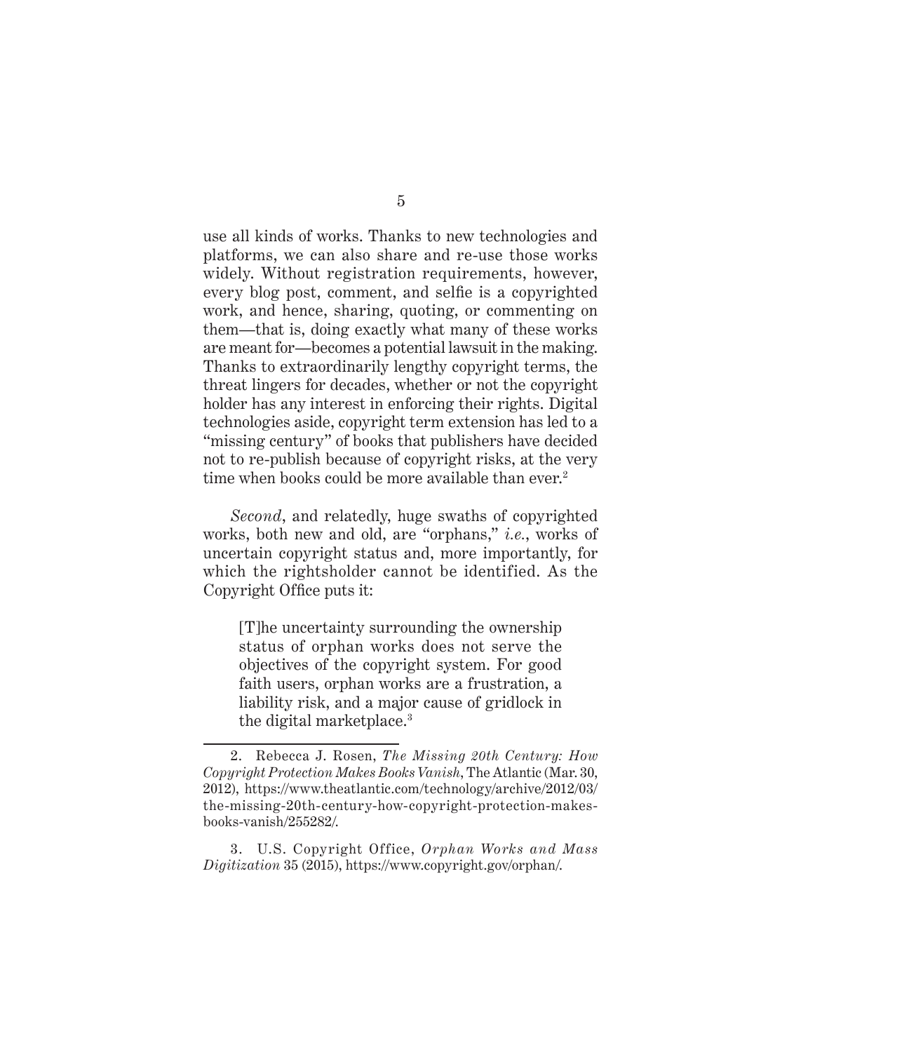use all kinds of works. Thanks to new technologies and platforms, we can also share and re-use those works widely. Without registration requirements, however, every blog post, comment, and selfie is a copyrighted work, and hence, sharing, quoting, or commenting on them—that is, doing exactly what many of these works are meant for—becomes a potential lawsuit in the making. Thanks to extraordinarily lengthy copyright terms, the threat lingers for decades, whether or not the copyright holder has any interest in enforcing their rights. Digital technologies aside, copyright term extension has led to a "missing century" of books that publishers have decided not to re-publish because of copyright risks, at the very time when books could be more available than ever.[2]

*Second*, and relatedly, huge swaths of copyrighted works, both new and old, are "orphans," *i.e.*, works of uncertain copyright status and, more importantly, for which the rightsholder cannot be identified. As the Copyright Office puts it:

> [T]he uncertainty surrounding the ownership status of orphan works does not serve the objectives of the copyright system. For good faith users, orphan works are a frustration, a liability risk, and a major cause of gridlock in the digital marketplace.[3]

---

2. Rebecca J. Rosen, *The Missing 20th Century: How Copyright Protection Makes Books Vanish*, The Atlantic (Mar. 30, 2012), https://www.theatlantic.com/technology/archive/2012/03/the-missing-20th-century-how-copyright-protection-makes-books-vanish/255282/.

3. U.S. Copyright Office, *Orphan Works and Mass Digitization* 35 (2015), https://www.copyright.gov/orphan/.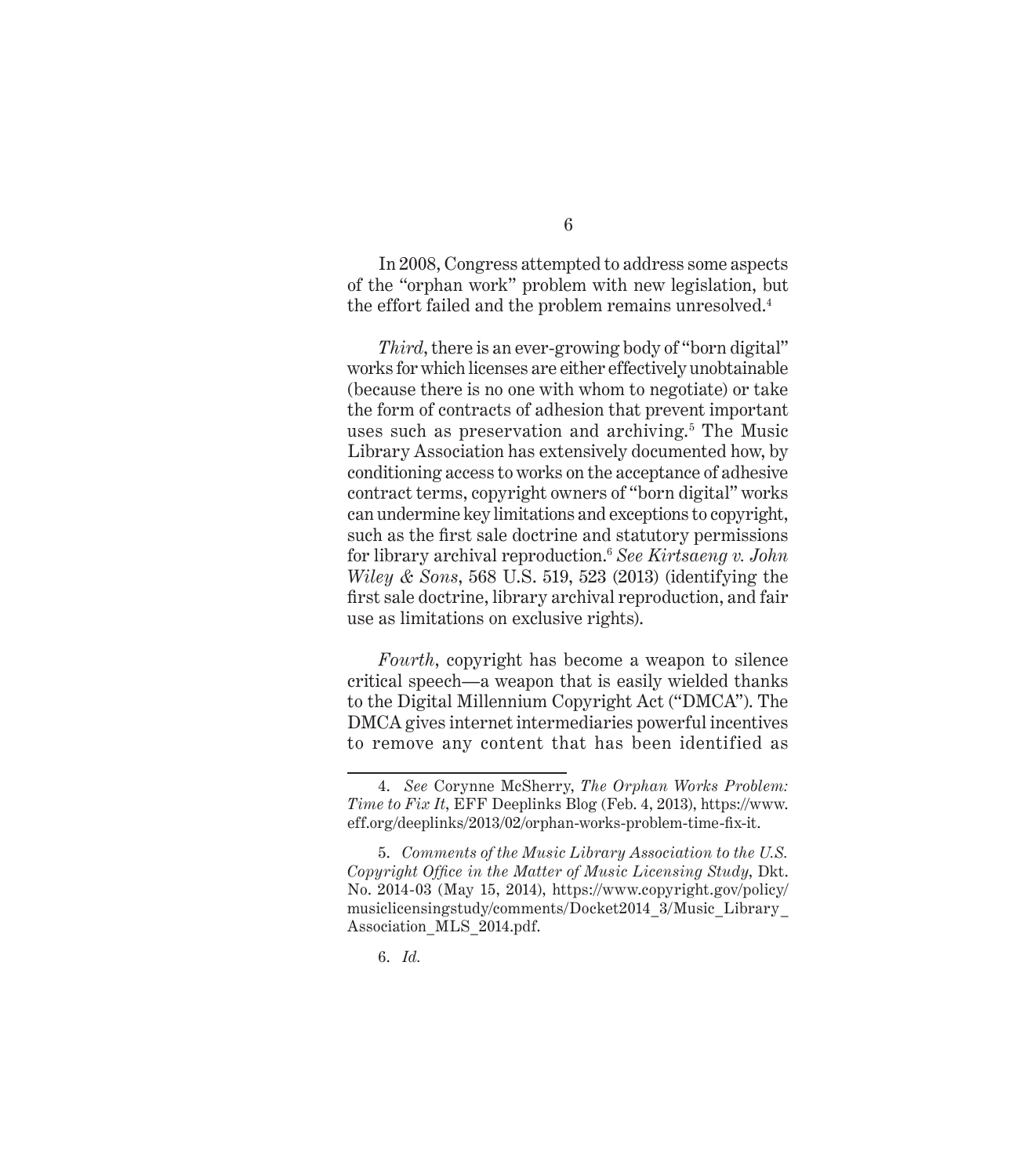In 2008, Congress attempted to address some aspects of the "orphan work" problem with new legislation, but the effort failed and the problem remains unresolved.[4]

*Third*, there is an ever-growing body of "born digital" works for which licenses are either effectively unobtainable (because there is no one with whom to negotiate) or take the form of contracts of adhesion that prevent important uses such as preservation and archiving.[5] The Music Library Association has extensively documented how, by conditioning access to works on the acceptance of adhesive contract terms, copyright owners of "born digital" works can undermine key limitations and exceptions to copyright, such as the first sale doctrine and statutory permissions for library archival reproduction.[6] *See Kirtsaeng v. John Wiley & Sons*, 568 U.S. 519, 523 (2013) (identifying the first sale doctrine, library archival reproduction, and fair use as limitations on exclusive rights).

*Fourth*, copyright has become a weapon to silence critical speech—a weapon that is easily wielded thanks to the Digital Millennium Copyright Act ("DMCA"). The DMCA gives internet intermediaries powerful incentives to remove any content that has been identified as

---

4. *See* Corynne McSherry, *The Orphan Works Problem: Time to Fix It*, EFF Deeplinks Blog (Feb. 4, 2013), https://www.eff.org/deeplinks/2013/02/orphan-works-problem-time-fix-it.

5. *Comments of the Music Library Association to the U.S. Copyright Office in the Matter of Music Licensing Study*, Dkt. No. 2014-03 (May 15, 2014), https://www.copyright.gov/policy/musiclicensingstudy/comments/Docket2014_3/Music_Library_Association_MLS_2014.pdf.

6. *Id.*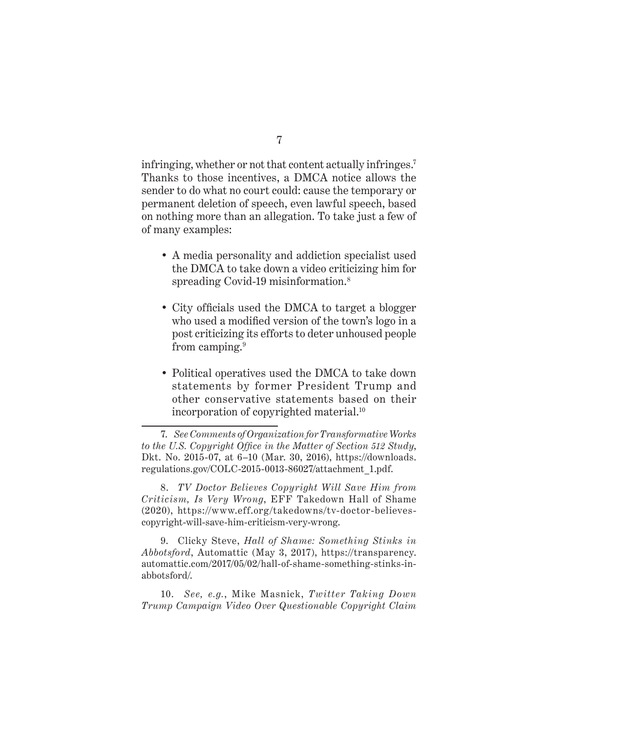infringing, whether or not that content actually infringes.[7] Thanks to those incentives, a DMCA notice allows the sender to do what no court could: cause the temporary or permanent deletion of speech, even lawful speech, based on nothing more than an allegation. To take just a few of of many examples:

- A media personality and addiction specialist used the DMCA to take down a video criticizing him for spreading Covid-19 misinformation.[8]
- City officials used the DMCA to target a blogger who used a modified version of the town's logo in a post criticizing its efforts to deter unhoused people from camping.[9]
- Political operatives used the DMCA to take down statements by former President Trump and other conservative statements based on their incorporation of copyrighted material.[10]

---

7. *See Comments of Organization for Transformative Works to the U.S. Copyright Office in the Matter of Section 512 Study*, Dkt. No. 2015-07, at 6–10 (Mar. 30, 2016), https://downloads.regulations.gov/COLC-2015-0013-86027/attachment_1.pdf.

8. *TV Doctor Believes Copyright Will Save Him from Criticism, Is Very Wrong*, EFF Takedown Hall of Shame (2020), https://www.eff.org/takedowns/tv-doctor-believes-copyright-will-save-him-criticism-very-wrong.

9. Clicky Steve, *Hall of Shame: Something Stinks in Abbotsford*, Automattic (May 3, 2017), https://transparency.automattic.com/2017/05/02/hall-of-shame-something-stinks-in-abbotsford/.

10. *See, e.g.*, Mike Masnick, *Twitter Taking Down Trump Campaign Video Over Questionable Copyright Claim*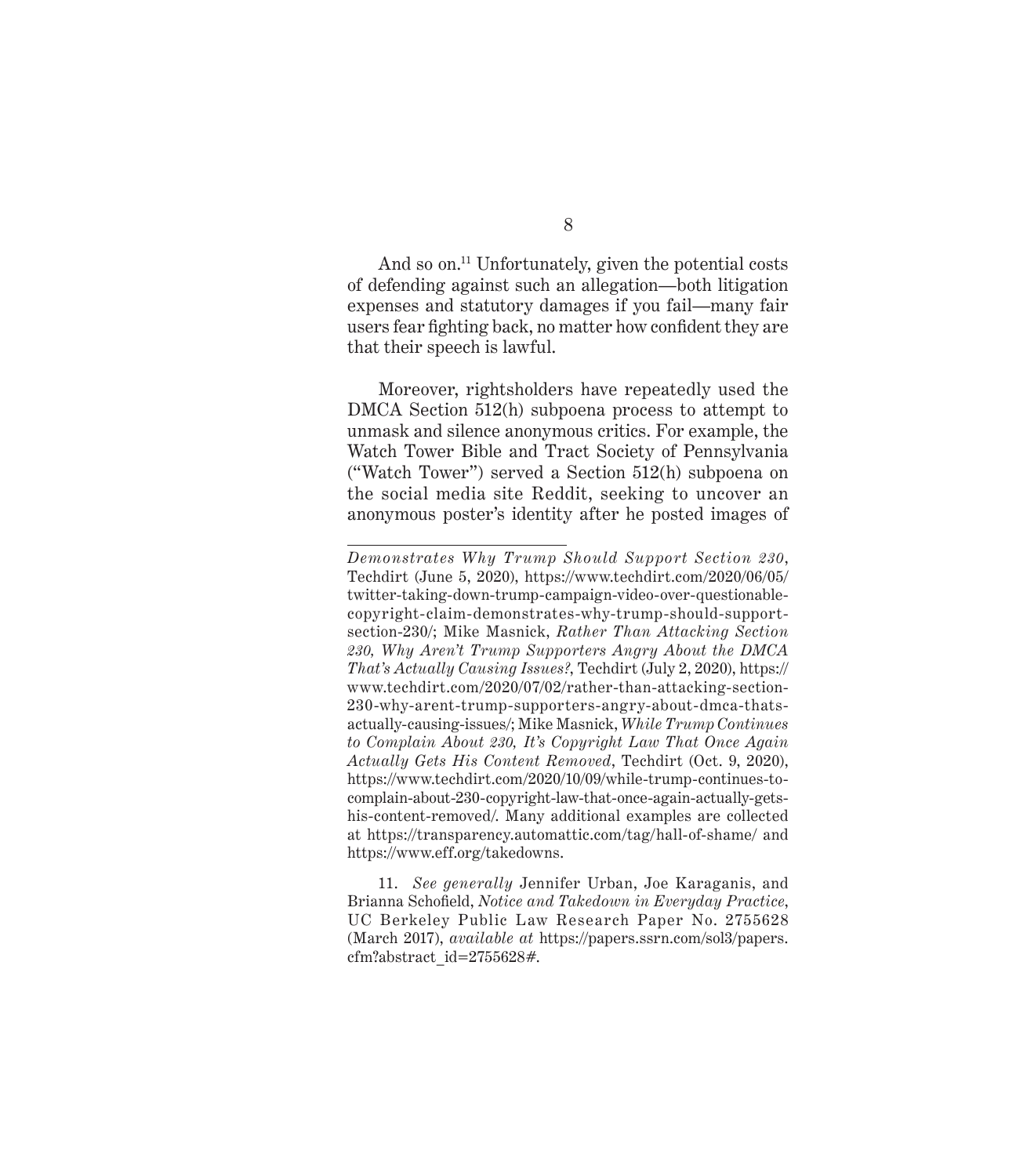And so on.[11] Unfortunately, given the potential costs of defending against such an allegation—both litigation expenses and statutory damages if you fail—many fair users fear fighting back, no matter how confident they are that their speech is lawful.

Moreover, rightsholders have repeatedly used the DMCA Section 512(h) subpoena process to attempt to unmask and silence anonymous critics. For example, the Watch Tower Bible and Tract Society of Pennsylvania ("Watch Tower") served a Section 512(h) subpoena on the social media site Reddit, seeking to uncover an anonymous poster's identity after he posted images of

---

*Demonstrates Why Trump Should Support Section 230*, Techdirt (June 5, 2020), https://www.techdirt.com/2020/06/05/twitter-taking-down-trump-campaign-video-over-questionable-copyright-claim-demonstrates-why-trump-should-support-section-230/; Mike Masnick, *Rather Than Attacking Section 230, Why Aren't Trump Supporters Angry About the DMCA That's Actually Causing Issues?*, Techdirt (July 2, 2020), https://www.techdirt.com/2020/07/02/rather-than-attacking-section-230-why-arent-trump-supporters-angry-about-dmca-thats-actually-causing-issues/; Mike Masnick, *While Trump Continues to Complain About 230, It's Copyright Law That Once Again Actually Gets His Content Removed*, Techdirt (Oct. 9, 2020), https://www.techdirt.com/2020/10/09/while-trump-continues-to-complain-about-230-copyright-law-that-once-again-actually-gets-his-content-removed/. Many additional examples are collected at https://transparency.automattic.com/tag/hall-of-shame/ and https://www.eff.org/takedowns.

11. *See generally* Jennifer Urban, Joe Karaganis, and Brianna Schofield, *Notice and Takedown in Everyday Practice*, UC Berkeley Public Law Research Paper No. 2755628 (March 2017), *available at* https://papers.ssrn.com/sol3/papers.cfm?abstract_id=2755628#.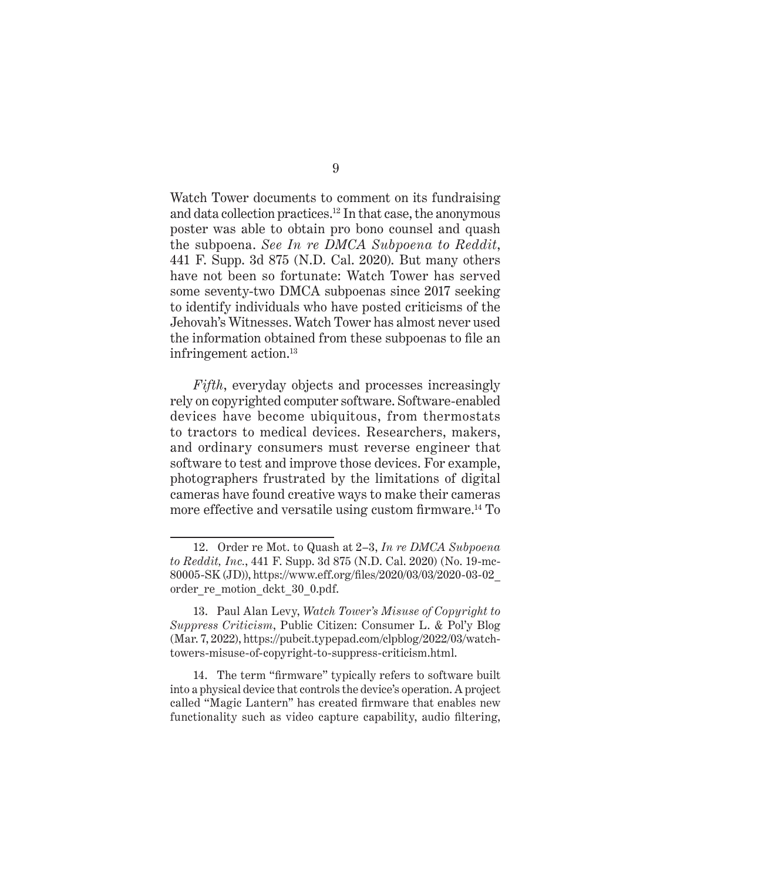Watch Tower documents to comment on its fundraising and data collection practices.[12] In that case, the anonymous poster was able to obtain pro bono counsel and quash the subpoena. *See In re DMCA Subpoena to Reddit*, 441 F. Supp. 3d 875 (N.D. Cal. 2020). But many others have not been so fortunate: Watch Tower has served some seventy-two DMCA subpoenas since 2017 seeking to identify individuals who have posted criticisms of the Jehovah's Witnesses. Watch Tower has almost never used the information obtained from these subpoenas to file an infringement action.[13]

*Fifth*, everyday objects and processes increasingly rely on copyrighted computer software. Software-enabled devices have become ubiquitous, from thermostats to tractors to medical devices. Researchers, makers, and ordinary consumers must reverse engineer that software to test and improve those devices. For example, photographers frustrated by the limitations of digital cameras have found creative ways to make their cameras more effective and versatile using custom firmware.[14] To

---

12. Order re Mot. to Quash at 2–3, *In re DMCA Subpoena to Reddit, Inc.*, 441 F. Supp. 3d 875 (N.D. Cal. 2020) (No. 19-mc-80005-SK (JD)), https://www.eff.org/files/2020/03/03/2020-03-02_order_re_motion_dckt_30_0.pdf.

13. Paul Alan Levy, *Watch Tower's Misuse of Copyright to Suppress Criticism*, Public Citizen: Consumer L. & Pol'y Blog (Mar. 7, 2022), https://pubcit.typepad.com/clpblog/2022/03/watch-towers-misuse-of-copyright-to-suppress-criticism.html.

14. The term "firmware" typically refers to software built into a physical device that controls the device's operation. A project called "Magic Lantern" has created firmware that enables new functionality such as video capture capability, audio filtering,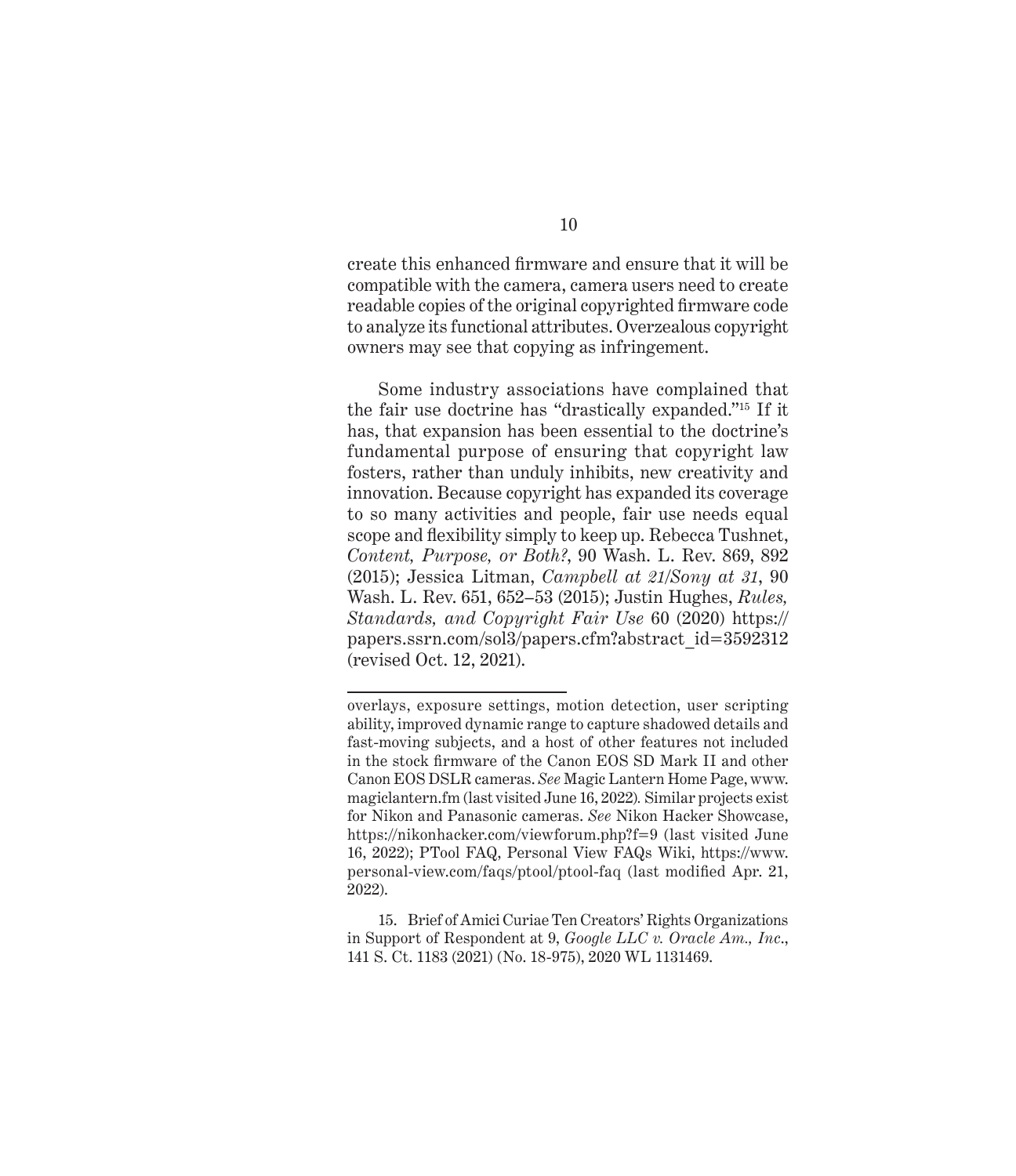create this enhanced firmware and ensure that it will be compatible with the camera, camera users need to create readable copies of the original copyrighted firmware code to analyze its functional attributes. Overzealous copyright owners may see that copying as infringement.

Some industry associations have complained that the fair use doctrine has "drastically expanded."[15] If it has, that expansion has been essential to the doctrine's fundamental purpose of ensuring that copyright law fosters, rather than unduly inhibits, new creativity and innovation. Because copyright has expanded its coverage to so many activities and people, fair use needs equal scope and flexibility simply to keep up. Rebecca Tushnet, *Content, Purpose, or Both?*, 90 Wash. L. Rev. 869, 892 (2015); Jessica Litman, *Campbell at 21/Sony at 31*, 90 Wash. L. Rev. 651, 652–53 (2015); Justin Hughes, *Rules, Standards, and Copyright Fair Use* 60 (2020) https://papers.ssrn.com/sol3/papers.cfm?abstract_id=3592312 (revised Oct. 12, 2021).

---

overlays, exposure settings, motion detection, user scripting ability, improved dynamic range to capture shadowed details and fast-moving subjects, and a host of other features not included in the stock firmware of the Canon EOS SD Mark II and other Canon EOS DSLR cameras. *See* Magic Lantern Home Page, www.magiclantern.fm (last visited June 16, 2022). Similar projects exist for Nikon and Panasonic cameras. *See* Nikon Hacker Showcase, https://nikonhacker.com/viewforum.php?f=9 (last visited June 16, 2022); PTool FAQ, Personal View FAQs Wiki, https://www.personal-view.com/faqs/ptool/ptool-faq (last modified Apr. 21, 2022).

15. Brief of Amici Curiae Ten Creators' Rights Organizations in Support of Respondent at 9, *Google LLC v. Oracle Am., Inc.*, 141 S. Ct. 1183 (2021) (No. 18-975), 2020 WL 1131469.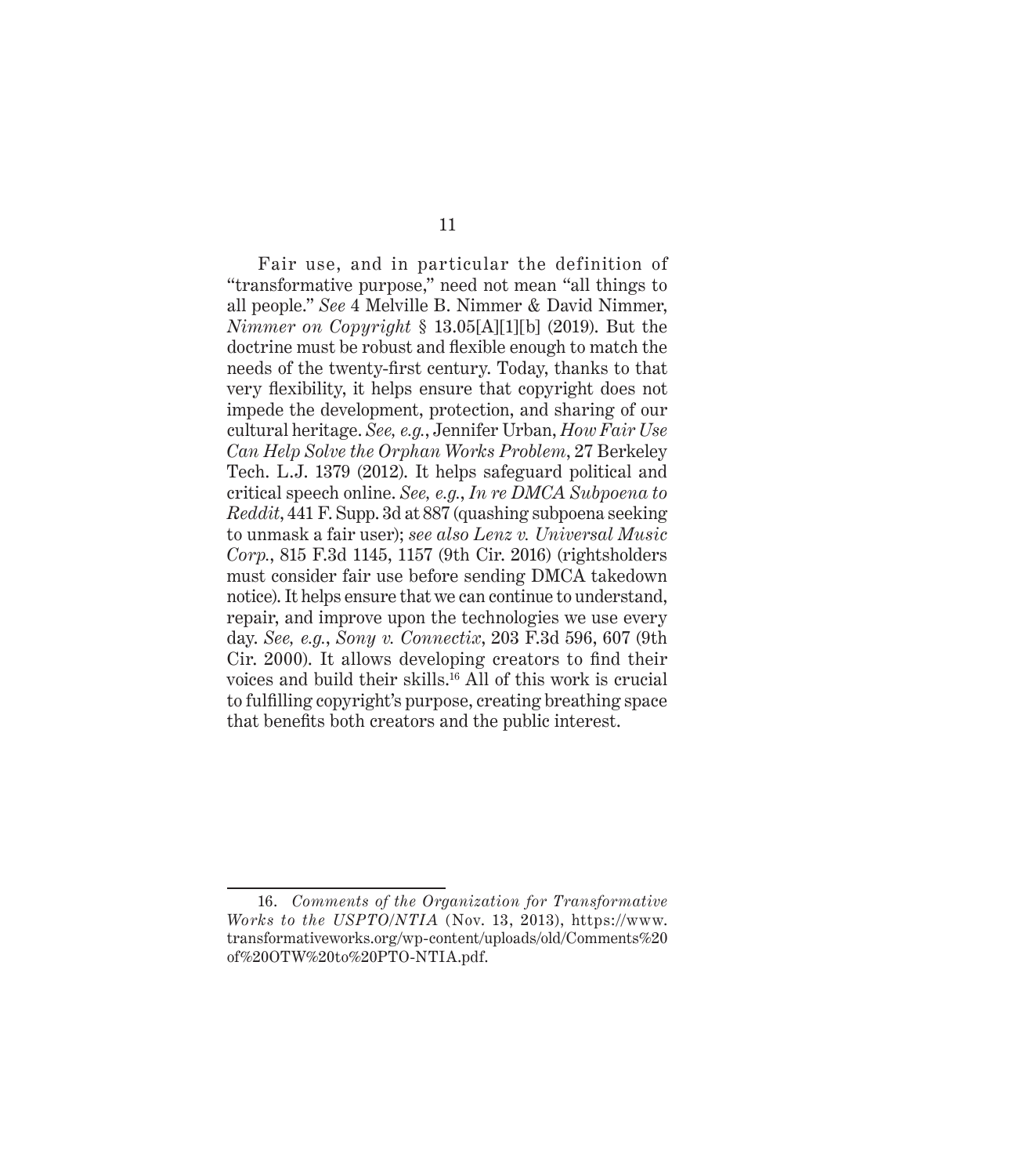Fair use, and in particular the definition of "transformative purpose," need not mean "all things to all people." *See* 4 Melville B. Nimmer & David Nimmer, *Nimmer on Copyright* § 13.05[A][1][b] (2019). But the doctrine must be robust and flexible enough to match the needs of the twenty-first century. Today, thanks to that very flexibility, it helps ensure that copyright does not impede the development, protection, and sharing of our cultural heritage. *See, e.g.*, Jennifer Urban, *How Fair Use Can Help Solve the Orphan Works Problem*, 27 Berkeley Tech. L.J. 1379 (2012). It helps safeguard political and critical speech online. *See, e.g.*, *In re DMCA Subpoena to Reddit*, 441 F. Supp. 3d at 887 (quashing subpoena seeking to unmask a fair user); *see also Lenz v. Universal Music Corp.*, 815 F.3d 1145, 1157 (9th Cir. 2016) (rightsholders must consider fair use before sending DMCA takedown notice). It helps ensure that we can continue to understand, repair, and improve upon the technologies we use every day. *See, e.g.*, *Sony v. Connectix*, 203 F.3d 596, 607 (9th Cir. 2000). It allows developing creators to find their voices and build their skills.[16] All of this work is crucial to fulfilling copyright's purpose, creating breathing space that benefits both creators and the public interest.

---

16. *Comments of the Organization for Transformative Works to the USPTO/NTIA* (Nov. 13, 2013), https://www.transformativeworks.org/wp-content/uploads/old/Comments%20of%20OTW%20to%20PTO-NTIA.pdf.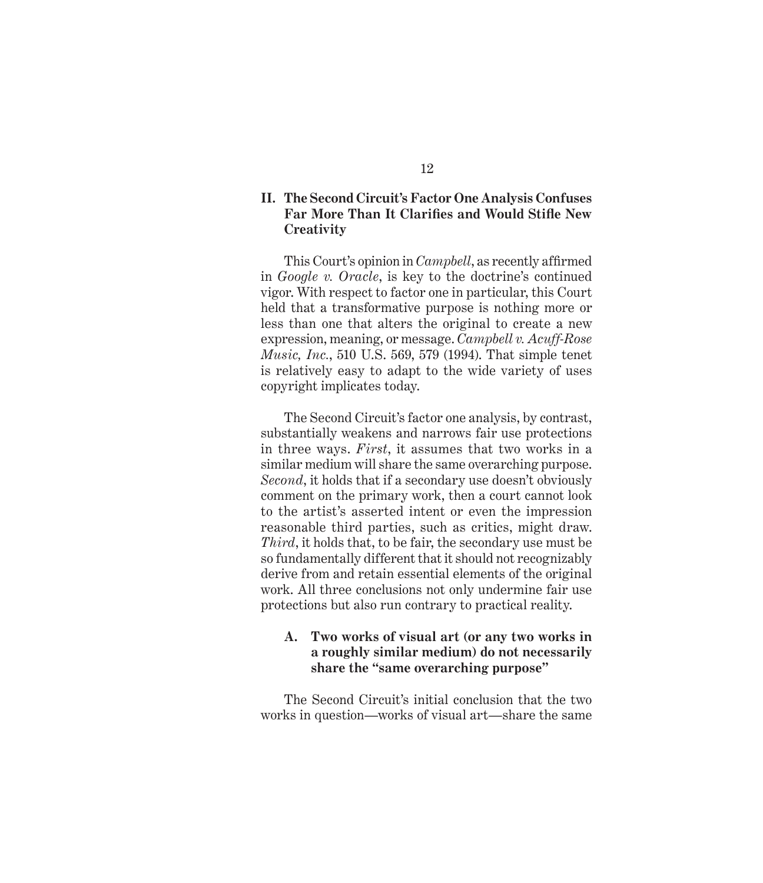## II. The Second Circuit's Factor One Analysis Confuses Far More Than It Clarifies and Would Stifle New Creativity

This Court's opinion in *Campbell*, as recently affirmed in *Google v. Oracle*, is key to the doctrine's continued vigor. With respect to factor one in particular, this Court held that a transformative purpose is nothing more or less than one that alters the original to create a new expression, meaning, or message. *Campbell v. Acuff-Rose Music, Inc.*, 510 U.S. 569, 579 (1994). That simple tenet is relatively easy to adapt to the wide variety of uses copyright implicates today.

The Second Circuit's factor one analysis, by contrast, substantially weakens and narrows fair use protections in three ways. *First*, it assumes that two works in a similar medium will share the same overarching purpose. *Second*, it holds that if a secondary use doesn't obviously comment on the primary work, then a court cannot look to the artist's asserted intent or even the impression reasonable third parties, such as critics, might draw. *Third*, it holds that, to be fair, the secondary use must be so fundamentally different that it should not recognizably derive from and retain essential elements of the original work. All three conclusions not only undermine fair use protections but also run contrary to practical reality.

### A. Two works of visual art (or any two works in a roughly similar medium) do not necessarily share the "same overarching purpose"

The Second Circuit's initial conclusion that the two works in question—works of visual art—share the same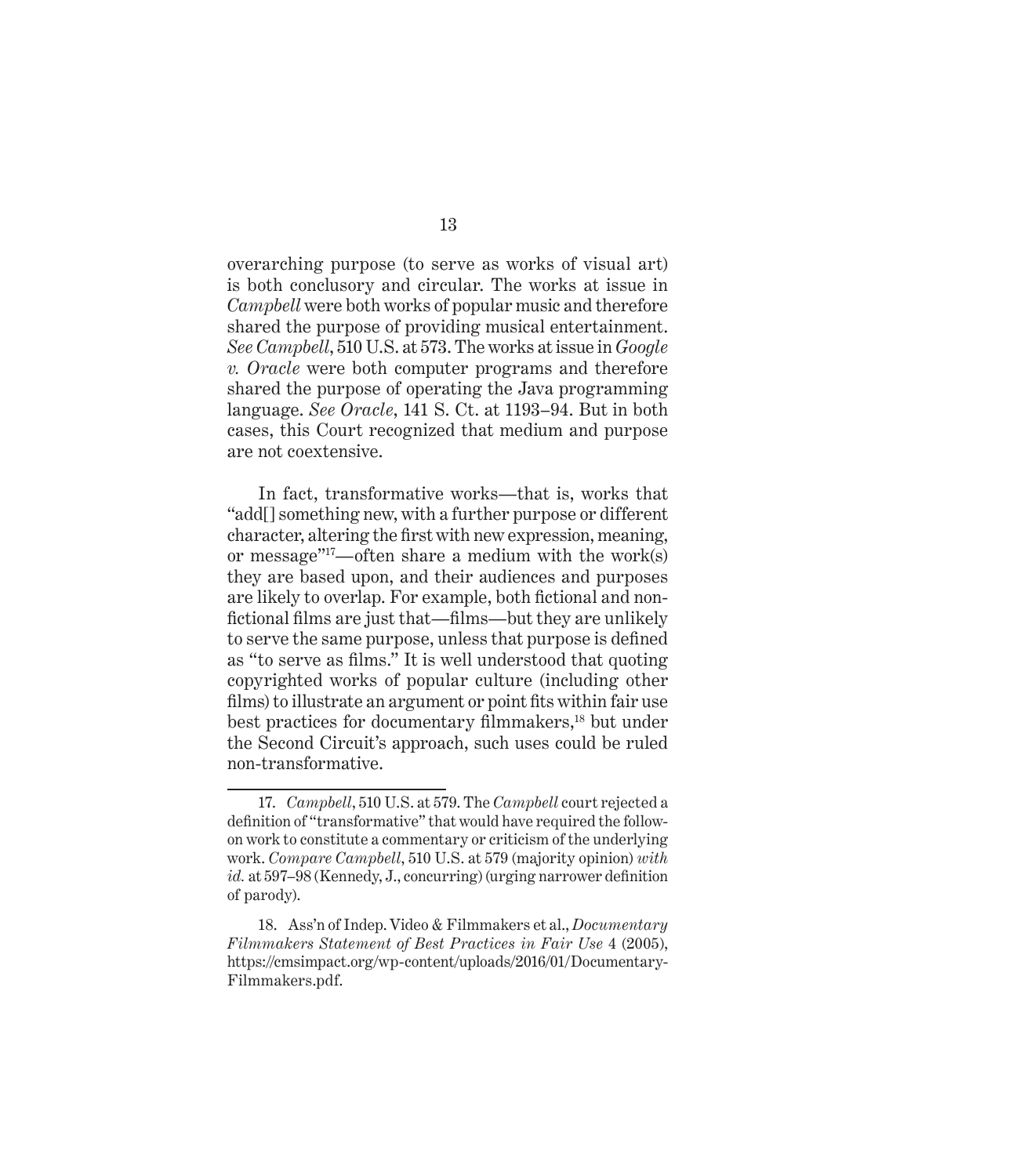overarching purpose (to serve as works of visual art) is both conclusory and circular. The works at issue in *Campbell* were both works of popular music and therefore shared the purpose of providing musical entertainment. *See Campbell*, 510 U.S. at 573. The works at issue in *Google v. Oracle* were both computer programs and therefore shared the purpose of operating the Java programming language. *See Oracle*, 141 S. Ct. at 1193–94. But in both cases, this Court recognized that medium and purpose are not coextensive.

In fact, transformative works—that is, works that "add[] something new, with a further purpose or different character, altering the first with new expression, meaning, or message"[17]—often share a medium with the work(s) they are based upon, and their audiences and purposes are likely to overlap. For example, both fictional and non-fictional films are just that—films—but they are unlikely to serve the same purpose, unless that purpose is defined as "to serve as films." It is well understood that quoting copyrighted works of popular culture (including other films) to illustrate an argument or point fits within fair use best practices for documentary filmmakers,[18] but under the Second Circuit's approach, such uses could be ruled non-transformative.

---

17. *Campbell*, 510 U.S. at 579. The *Campbell* court rejected a definition of "transformative" that would have required the follow-on work to constitute a commentary or criticism of the underlying work. *Compare Campbell*, 510 U.S. at 579 (majority opinion) *with id.* at 597–98 (Kennedy, J., concurring) (urging narrower definition of parody).

18. Ass'n of Indep. Video & Filmmakers et al., *Documentary Filmmakers Statement of Best Practices in Fair Use* 4 (2005), https://cmsimpact.org/wp-content/uploads/2016/01/Documentary-Filmmakers.pdf.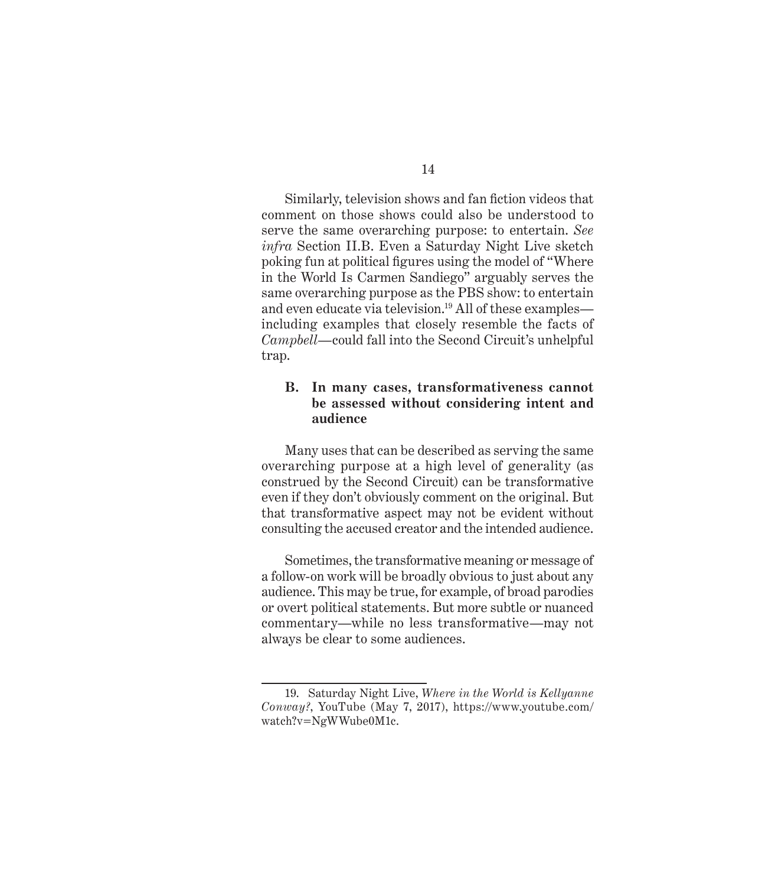Similarly, television shows and fan fiction videos that comment on those shows could also be understood to serve the same overarching purpose: to entertain. *See infra* Section II.B. Even a Saturday Night Live sketch poking fun at political figures using the model of "Where in the World Is Carmen Sandiego" arguably serves the same overarching purpose as the PBS show: to entertain and even educate via television.[19] All of these examples—including examples that closely resemble the facts of *Campbell*—could fall into the Second Circuit's unhelpful trap.

### B. In many cases, transformativeness cannot be assessed without considering intent and audience

Many uses that can be described as serving the same overarching purpose at a high level of generality (as construed by the Second Circuit) can be transformative even if they don't obviously comment on the original. But that transformative aspect may not be evident without consulting the accused creator and the intended audience.

Sometimes, the transformative meaning or message of a follow-on work will be broadly obvious to just about any audience. This may be true, for example, of broad parodies or overt political statements. But more subtle or nuanced commentary—while no less transformative—may not always be clear to some audiences.

---

19. Saturday Night Live, *Where in the World is Kellyanne Conway?*, YouTube (May 7, 2017), https://www.youtube.com/watch?v=NgWWube0M1c.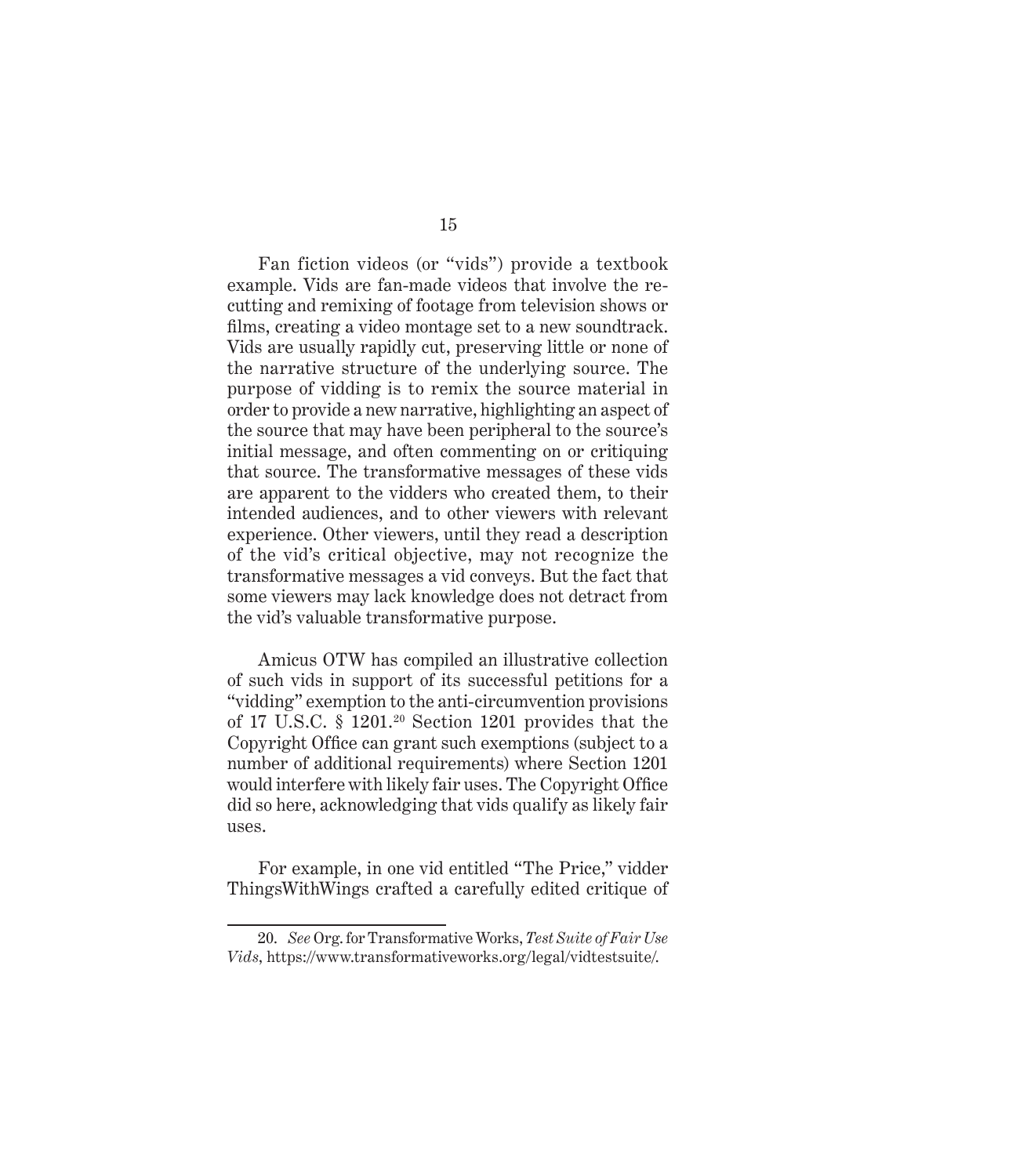Fan fiction videos (or "vids") provide a textbook example. Vids are fan-made videos that involve the re-cutting and remixing of footage from television shows or films, creating a video montage set to a new soundtrack. Vids are usually rapidly cut, preserving little or none of the narrative structure of the underlying source. The purpose of vidding is to remix the source material in order to provide a new narrative, highlighting an aspect of the source that may have been peripheral to the source's initial message, and often commenting on or critiquing that source. The transformative messages of these vids are apparent to the vidders who created them, to their intended audiences, and to other viewers with relevant experience. Other viewers, until they read a description of the vid's critical objective, may not recognize the transformative messages a vid conveys. But the fact that some viewers may lack knowledge does not detract from the vid's valuable transformative purpose.

Amicus OTW has compiled an illustrative collection of such vids in support of its successful petitions for a "vidding" exemption to the anti-circumvention provisions of 17 U.S.C. § 1201.[20] Section 1201 provides that the Copyright Office can grant such exemptions (subject to a number of additional requirements) where Section 1201 would interfere with likely fair uses. The Copyright Office did so here, acknowledging that vids qualify as likely fair uses.

For example, in one vid entitled "The Price," vidder ThingsWithWings crafted a carefully edited critique of

---

20. *See* Org. for Transformative Works, *Test Suite of Fair Use Vids*, https://www.transformativeworks.org/legal/vidtestsuite/.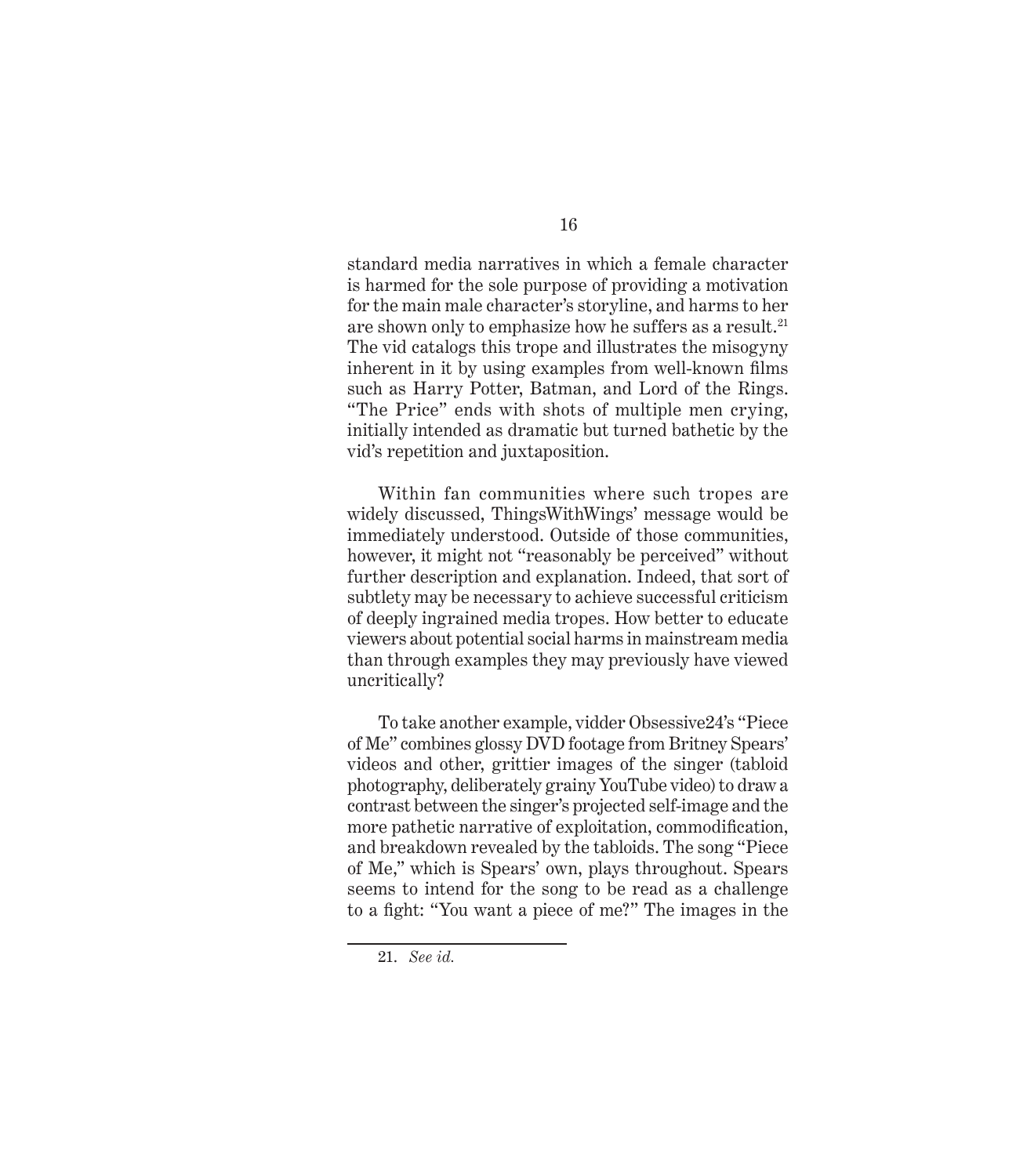standard media narratives in which a female character is harmed for the sole purpose of providing a motivation for the main male character's storyline, and harms to her are shown only to emphasize how he suffers as a result.[21] The vid catalogs this trope and illustrates the misogyny inherent in it by using examples from well-known films such as Harry Potter, Batman, and Lord of the Rings. "The Price" ends with shots of multiple men crying, initially intended as dramatic but turned bathetic by the vid's repetition and juxtaposition.

Within fan communities where such tropes are widely discussed, ThingsWithWings' message would be immediately understood. Outside of those communities, however, it might not "reasonably be perceived" without further description and explanation. Indeed, that sort of subtlety may be necessary to achieve successful criticism of deeply ingrained media tropes. How better to educate viewers about potential social harms in mainstream media than through examples they may previously have viewed uncritically?

To take another example, vidder Obsessive24's "Piece of Me" combines glossy DVD footage from Britney Spears' videos and other, grittier images of the singer (tabloid photography, deliberately grainy YouTube video) to draw a contrast between the singer's projected self-image and the more pathetic narrative of exploitation, commodification, and breakdown revealed by the tabloids. The song "Piece of Me," which is Spears' own, plays throughout. Spears seems to intend for the song to be read as a challenge to a fight: "You want a piece of me?" The images in the

---

21. *See id.*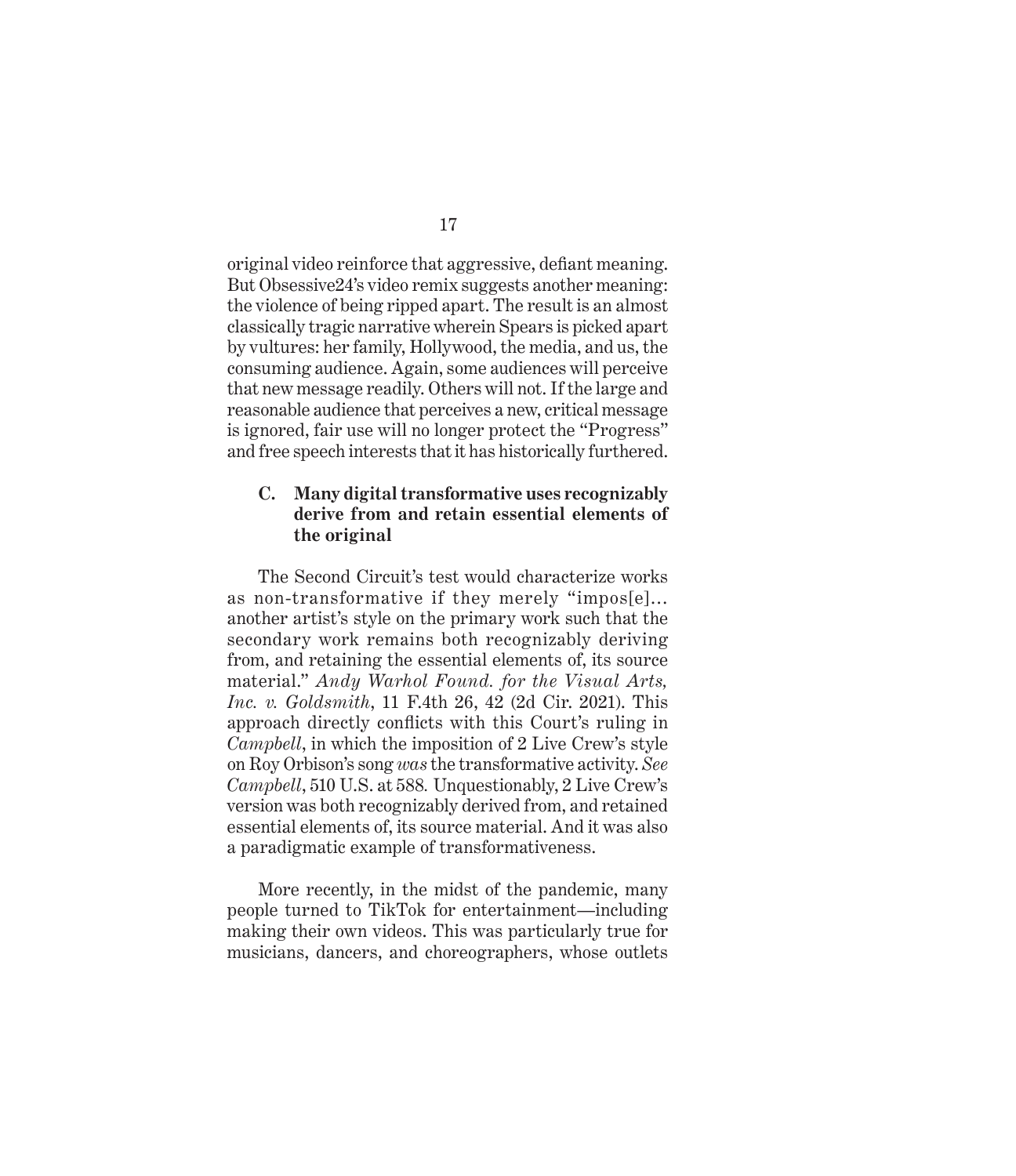original video reinforce that aggressive, defiant meaning. But Obsessive24's video remix suggests another meaning: the violence of being ripped apart. The result is an almost classically tragic narrative wherein Spears is picked apart by vultures: her family, Hollywood, the media, and us, the consuming audience. Again, some audiences will perceive that new message readily. Others will not. If the large and reasonable audience that perceives a new, critical message is ignored, fair use will no longer protect the "Progress" and free speech interests that it has historically furthered.

### C. Many digital transformative uses recognizably derive from and retain essential elements of the original

The Second Circuit's test would characterize works as non-transformative if they merely "impos[e]… another artist's style on the primary work such that the secondary work remains both recognizably deriving from, and retaining the essential elements of, its source material." *Andy Warhol Found. for the Visual Arts, Inc. v. Goldsmith*, 11 F.4th 26, 42 (2d Cir. 2021). This approach directly conflicts with this Court's ruling in *Campbell*, in which the imposition of 2 Live Crew's style on Roy Orbison's song *was* the transformative activity. *See Campbell*, 510 U.S. at 588. Unquestionably, 2 Live Crew's version was both recognizably derived from, and retained essential elements of, its source material. And it was also a paradigmatic example of transformativeness.

More recently, in the midst of the pandemic, many people turned to TikTok for entertainment—including making their own videos. This was particularly true for musicians, dancers, and choreographers, whose outlets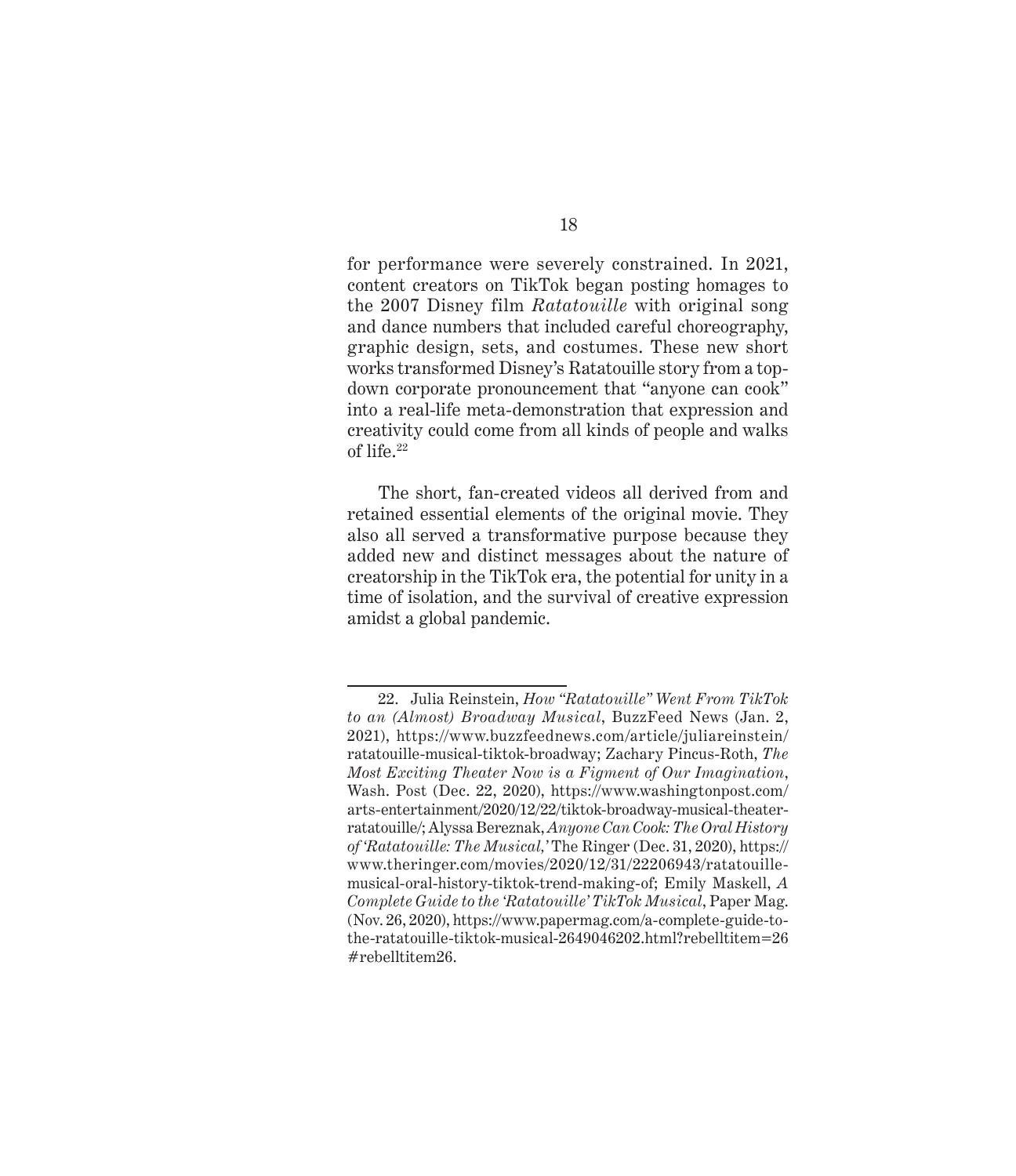for performance were severely constrained. In 2021, content creators on TikTok began posting homages to the 2007 Disney film *Ratatouille* with original song and dance numbers that included careful choreography, graphic design, sets, and costumes. These new short works transformed Disney's Ratatouille story from a top-down corporate pronouncement that "anyone can cook" into a real-life meta-demonstration that expression and creativity could come from all kinds of people and walks of life.[22]

The short, fan-created videos all derived from and retained essential elements of the original movie. They also all served a transformative purpose because they added new and distinct messages about the nature of creatorship in the TikTok era, the potential for unity in a time of isolation, and the survival of creative expression amidst a global pandemic.

---

22. Julia Reinstein, *How "Ratatouille" Went From TikTok to an (Almost) Broadway Musical*, BuzzFeed News (Jan. 2, 2021), https://www.buzzfeednews.com/article/juliareinstein/ratatouille-musical-tiktok-broadway; Zachary Pincus-Roth, *The Most Exciting Theater Now is a Figment of Our Imagination*, Wash. Post (Dec. 22, 2020), https://www.washingtonpost.com/arts-entertainment/2020/12/22/tiktok-broadway-musical-theater-ratatouille/; Alyssa Bereznak, *Anyone Can Cook: The Oral History of 'Ratatouille: The Musical,'* The Ringer (Dec. 31, 2020), https://www.theringer.com/movies/2020/12/31/22206943/ratatouille-musical-oral-history-tiktok-trend-making-of; Emily Maskell, *A Complete Guide to the 'Ratatouille' TikTok Musical*, Paper Mag. (Nov. 26, 2020), https://www.papermag.com/a-complete-guide-to-the-ratatouille-tiktok-musical-2649046202.html?rebelltitem=26#rebelltitem26.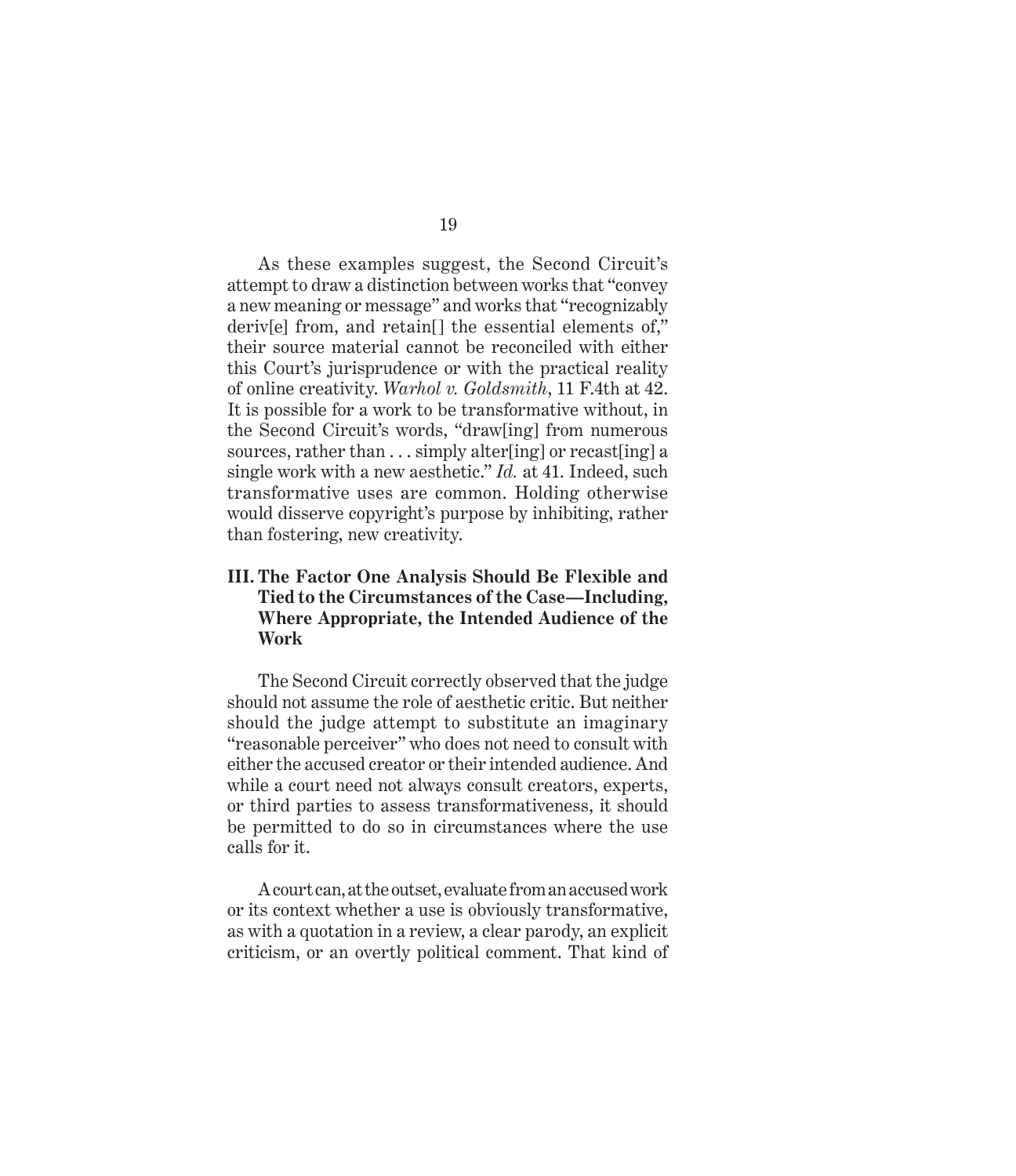As these examples suggest, the Second Circuit's attempt to draw a distinction between works that "convey a new meaning or message" and works that "recognizably deriv[e] from, and retain[] the essential elements of," their source material cannot be reconciled with either this Court's jurisprudence or with the practical reality of online creativity. *Warhol v. Goldsmith*, 11 F.4th at 42. It is possible for a work to be transformative without, in the Second Circuit's words, "draw[ing] from numerous sources, rather than . . . simply alter[ing] or recast[ing] a single work with a new aesthetic." *Id.* at 41. Indeed, such transformative uses are common. Holding otherwise would disserve copyright's purpose by inhibiting, rather than fostering, new creativity.

## III. The Factor One Analysis Should Be Flexible and Tied to the Circumstances of the Case—Including, Where Appropriate, the Intended Audience of the Work

The Second Circuit correctly observed that the judge should not assume the role of aesthetic critic. But neither should the judge attempt to substitute an imaginary "reasonable perceiver" who does not need to consult with either the accused creator or their intended audience. And while a court need not always consult creators, experts, or third parties to assess transformativeness, it should be permitted to do so in circumstances where the use calls for it.

A court can, at the outset, evaluate from an accused work or its context whether a use is obviously transformative, as with a quotation in a review, a clear parody, an explicit criticism, or an overtly political comment. That kind of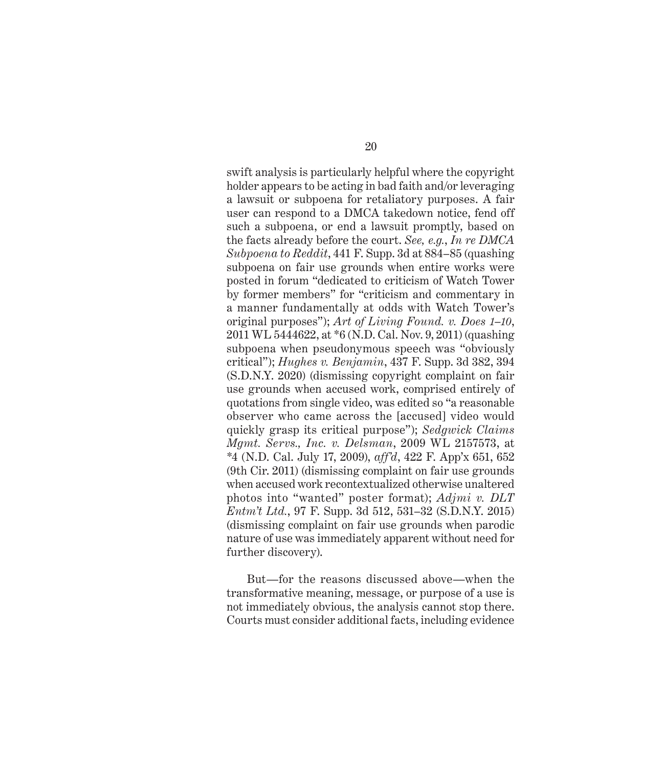swift analysis is particularly helpful where the copyright holder appears to be acting in bad faith and/or leveraging a lawsuit or subpoena for retaliatory purposes. A fair user can respond to a DMCA takedown notice, fend off such a subpoena, or end a lawsuit promptly, based on the facts already before the court. *See, e.g.*, *In re DMCA Subpoena to Reddit*, 441 F. Supp. 3d at 884–85 (quashing subpoena on fair use grounds when entire works were posted in forum "dedicated to criticism of Watch Tower by former members" for "criticism and commentary in a manner fundamentally at odds with Watch Tower's original purposes"); *Art of Living Found. v. Does 1–10*, 2011 WL 5444622, at *6 (N.D. Cal. Nov. 9, 2011) (quashing subpoena when pseudonymous speech was "obviously critical"); *Hughes v. Benjamin*, 437 F. Supp. 3d 382, 394 (S.D.N.Y. 2020) (dismissing copyright complaint on fair use grounds when accused work, comprised entirely of quotations from single video, was edited so "a reasonable observer who came across the [accused] video would quickly grasp its critical purpose"); *Sedgwick Claims Mgmt. Servs., Inc. v. Delsman*, 2009 WL 2157573, at *4 (N.D. Cal. July 17, 2009), *aff'd*, 422 F. App'x 651, 652 (9th Cir. 2011) (dismissing complaint on fair use grounds when accused work recontextualized otherwise unaltered photos into "wanted" poster format); *Adjmi v. DLT Entm't Ltd.*, 97 F. Supp. 3d 512, 531–32 (S.D.N.Y. 2015) (dismissing complaint on fair use grounds when parodic nature of use was immediately apparent without need for further discovery).

But—for the reasons discussed above—when the transformative meaning, message, or purpose of a use is not immediately obvious, the analysis cannot stop there. Courts must consider additional facts, including evidence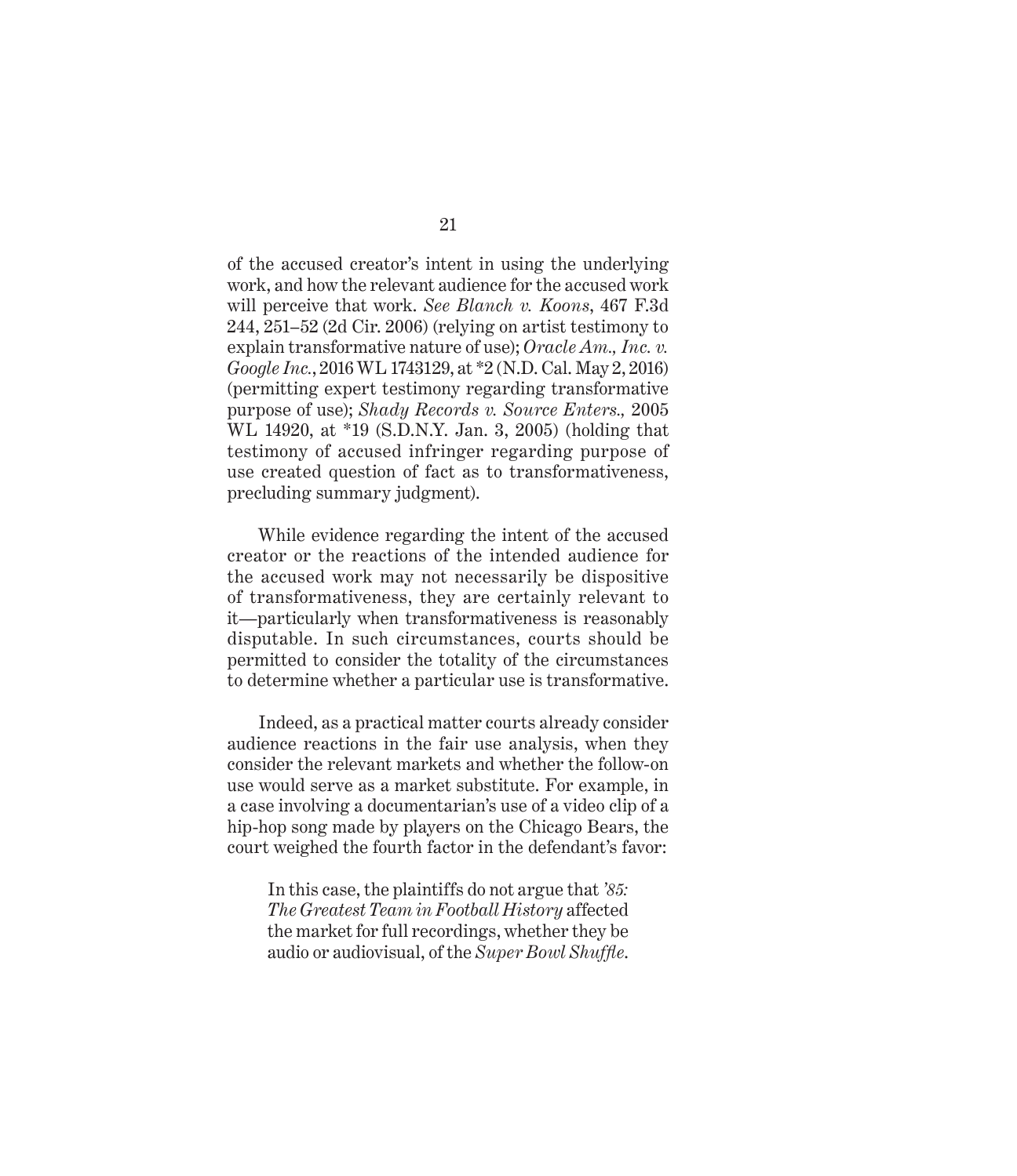of the accused creator's intent in using the underlying work, and how the relevant audience for the accused work will perceive that work. *See Blanch v. Koons*, 467 F.3d 244, 251–52 (2d Cir. 2006) (relying on artist testimony to explain transformative nature of use); *Oracle Am., Inc. v. Google Inc.*, 2016 WL 1743129, at *2 (N.D. Cal. May 2, 2016) (permitting expert testimony regarding transformative purpose of use); *Shady Records v. Source Enters.,* 2005 WL 14920, at *19 (S.D.N.Y. Jan. 3, 2005) (holding that testimony of accused infringer regarding purpose of use created question of fact as to transformativeness, precluding summary judgment).

While evidence regarding the intent of the accused creator or the reactions of the intended audience for the accused work may not necessarily be dispositive of transformativeness, they are certainly relevant to it—particularly when transformativeness is reasonably disputable. In such circumstances, courts should be permitted to consider the totality of the circumstances to determine whether a particular use is transformative.

Indeed, as a practical matter courts already consider audience reactions in the fair use analysis, when they consider the relevant markets and whether the follow-on use would serve as a market substitute. For example, in a case involving a documentarian's use of a video clip of a hip-hop song made by players on the Chicago Bears, the court weighed the fourth factor in the defendant's favor:

> In this case, the plaintiffs do not argue that *'85: The Greatest Team in Football History* affected the market for full recordings, whether they be audio or audiovisual, of the *Super Bowl Shuffle*.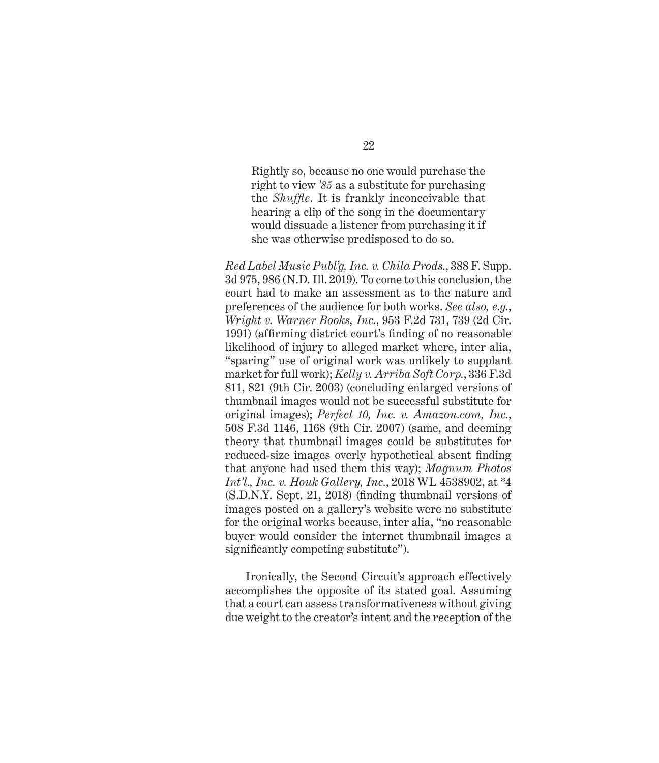> Rightly so, because no one would purchase the right to view *'85* as a substitute for purchasing the *Shuffle*. It is frankly inconceivable that hearing a clip of the song in the documentary would dissuade a listener from purchasing it if she was otherwise predisposed to do so.

*Red Label Music Publ'g, Inc. v. Chila Prods.*, 388 F. Supp. 3d 975, 986 (N.D. Ill. 2019). To come to this conclusion, the court had to make an assessment as to the nature and preferences of the audience for both works. *See also, e.g.*, *Wright v. Warner Books, Inc.*, 953 F.2d 731, 739 (2d Cir. 1991) (affirming district court's finding of no reasonable likelihood of injury to alleged market where, inter alia, "sparing" use of original work was unlikely to supplant market for full work); *Kelly v. Arriba Soft Corp.*, 336 F.3d 811, 821 (9th Cir. 2003) (concluding enlarged versions of thumbnail images would not be successful substitute for original images); *Perfect 10, Inc. v. Amazon.com, Inc.*, 508 F.3d 1146, 1168 (9th Cir. 2007) (same, and deeming theory that thumbnail images could be substitutes for reduced-size images overly hypothetical absent finding that anyone had used them this way); *Magnum Photos Int'l., Inc. v. Houk Gallery, Inc.*, 2018 WL 4538902, at *4 (S.D.N.Y. Sept. 21, 2018) (finding thumbnail versions of images posted on a gallery's website were no substitute for the original works because, inter alia, "no reasonable buyer would consider the internet thumbnail images a significantly competing substitute").

Ironically, the Second Circuit's approach effectively accomplishes the opposite of its stated goal. Assuming that a court can assess transformativeness without giving due weight to the creator's intent and the reception of the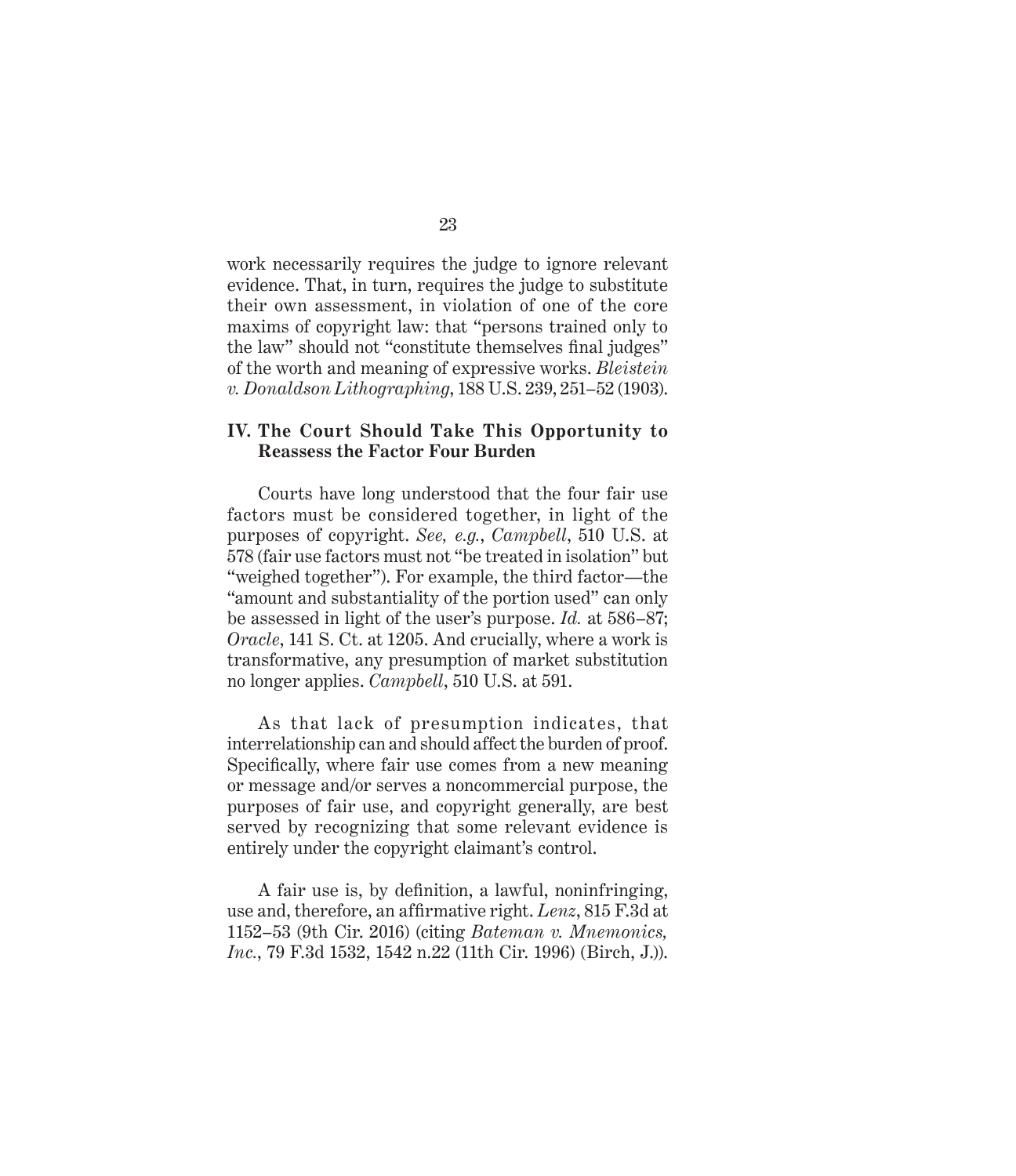work necessarily requires the judge to ignore relevant evidence. That, in turn, requires the judge to substitute their own assessment, in violation of one of the core maxims of copyright law: that "persons trained only to the law" should not "constitute themselves final judges" of the worth and meaning of expressive works. *Bleistein v. Donaldson Lithographing*, 188 U.S. 239, 251–52 (1903).

## IV. The Court Should Take This Opportunity to Reassess the Factor Four Burden

Courts have long understood that the four fair use factors must be considered together, in light of the purposes of copyright. *See, e.g.*, *Campbell*, 510 U.S. at 578 (fair use factors must not "be treated in isolation" but "weighed together"). For example, the third factor—the "amount and substantiality of the portion used" can only be assessed in light of the user's purpose. *Id.* at 586–87; *Oracle*, 141 S. Ct. at 1205. And crucially, where a work is transformative, any presumption of market substitution no longer applies. *Campbell*, 510 U.S. at 591.

As that lack of presumption indicates, that interrelationship can and should affect the burden of proof. Specifically, where fair use comes from a new meaning or message and/or serves a noncommercial purpose, the purposes of fair use, and copyright generally, are best served by recognizing that some relevant evidence is entirely under the copyright claimant's control.

A fair use is, by definition, a lawful, noninfringing, use and, therefore, an affirmative right. *Lenz*, 815 F.3d at 1152–53 (9th Cir. 2016) (citing *Bateman v. Mnemonics, Inc.*, 79 F.3d 1532, 1542 n.22 (11th Cir. 1996) (Birch, J.)).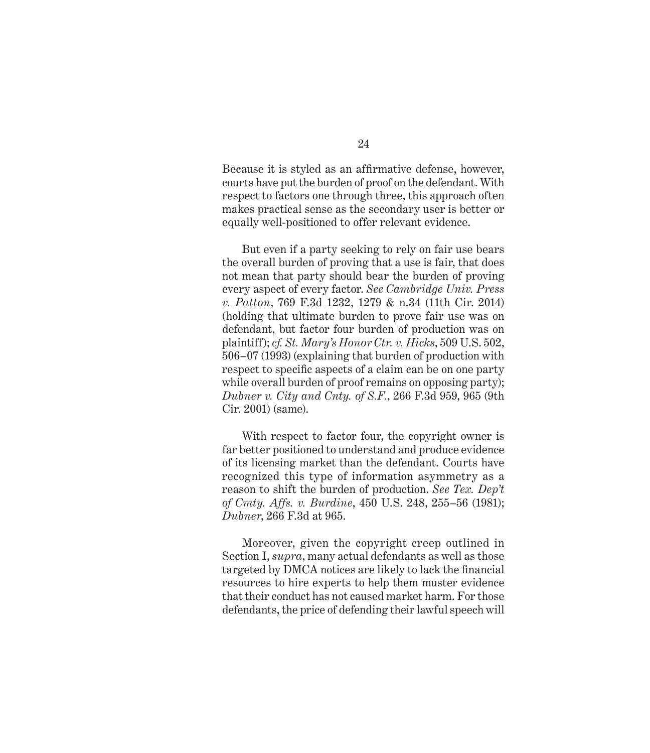Because it is styled as an affirmative defense, however, courts have put the burden of proof on the defendant. With respect to factors one through three, this approach often makes practical sense as the secondary user is better or equally well-positioned to offer relevant evidence.

But even if a party seeking to rely on fair use bears the overall burden of proving that a use is fair, that does not mean that party should bear the burden of proving every aspect of every factor. *See Cambridge Univ. Press v. Patton*, 769 F.3d 1232, 1279 & n.34 (11th Cir. 2014) (holding that ultimate burden to prove fair use was on defendant, but factor four burden of production was on plaintiff); *cf. St. Mary's Honor Ctr. v. Hicks*, 509 U.S. 502, 506–07 (1993) (explaining that burden of production with respect to specific aspects of a claim can be on one party while overall burden of proof remains on opposing party); *Dubner v. City and Cnty. of S.F.*, 266 F.3d 959, 965 (9th Cir. 2001) (same).

With respect to factor four, the copyright owner is far better positioned to understand and produce evidence of its licensing market than the defendant. Courts have recognized this type of information asymmetry as a reason to shift the burden of production. *See Tex. Dep't of Cmty. Affs. v. Burdine*, 450 U.S. 248, 255–56 (1981); *Dubner*, 266 F.3d at 965.

Moreover, given the copyright creep outlined in Section I, *supra*, many actual defendants as well as those targeted by DMCA notices are likely to lack the financial resources to hire experts to help them muster evidence that their conduct has not caused market harm. For those defendants, the price of defending their lawful speech will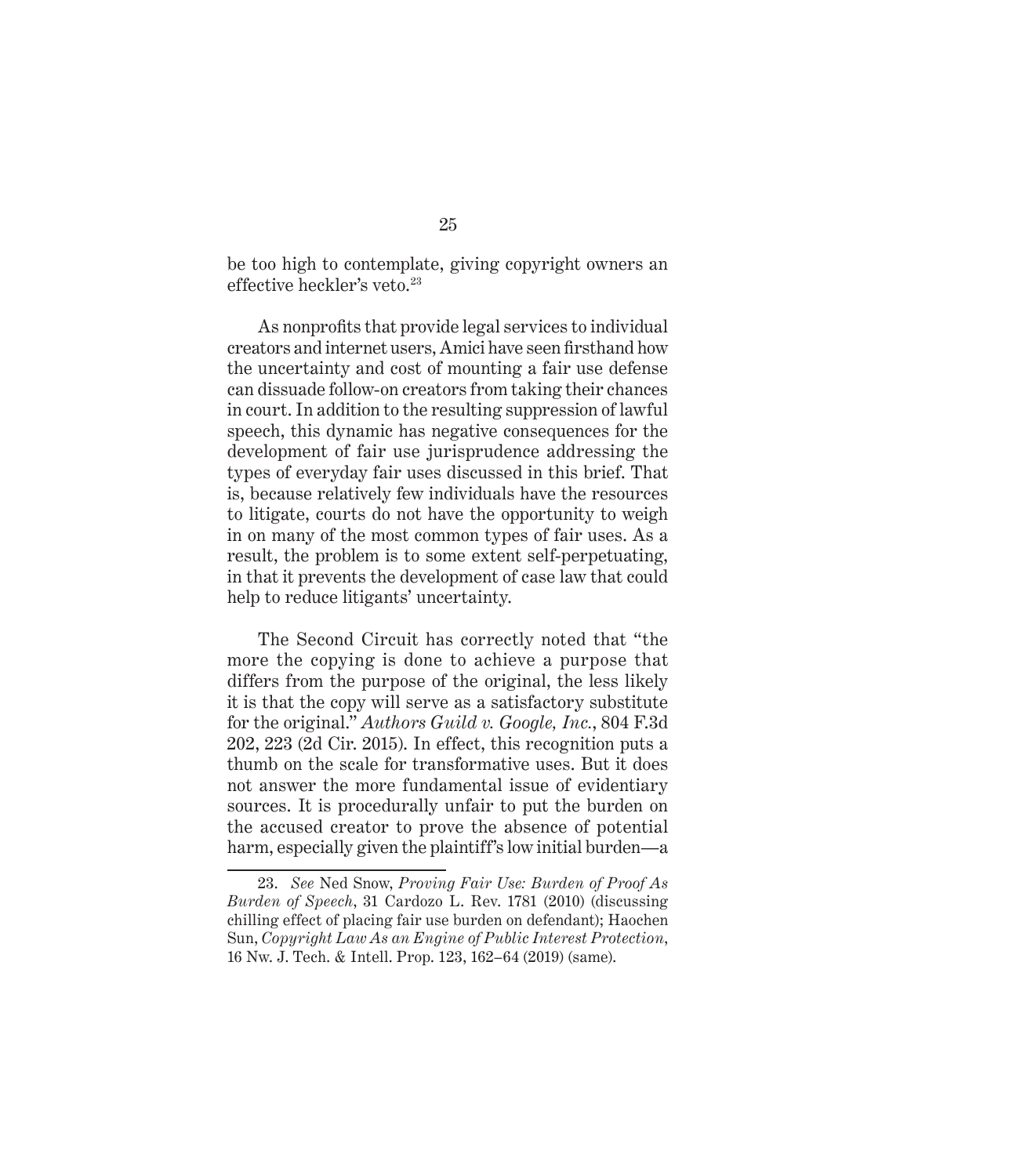be too high to contemplate, giving copyright owners an effective heckler's veto.[23]

As nonprofits that provide legal services to individual creators and internet users, Amici have seen firsthand how the uncertainty and cost of mounting a fair use defense can dissuade follow-on creators from taking their chances in court. In addition to the resulting suppression of lawful speech, this dynamic has negative consequences for the development of fair use jurisprudence addressing the types of everyday fair uses discussed in this brief. That is, because relatively few individuals have the resources to litigate, courts do not have the opportunity to weigh in on many of the most common types of fair uses. As a result, the problem is to some extent self-perpetuating, in that it prevents the development of case law that could help to reduce litigants' uncertainty.

The Second Circuit has correctly noted that "the more the copying is done to achieve a purpose that differs from the purpose of the original, the less likely it is that the copy will serve as a satisfactory substitute for the original." *Authors Guild v. Google, Inc.*, 804 F.3d 202, 223 (2d Cir. 2015). In effect, this recognition puts a thumb on the scale for transformative uses. But it does not answer the more fundamental issue of evidentiary sources. It is procedurally unfair to put the burden on the accused creator to prove the absence of potential harm, especially given the plaintiff's low initial burden—a

---

23. *See* Ned Snow, *Proving Fair Use: Burden of Proof As Burden of Speech*, 31 Cardozo L. Rev. 1781 (2010) (discussing chilling effect of placing fair use burden on defendant); Haochen Sun, *Copyright Law As an Engine of Public Interest Protection*, 16 Nw. J. Tech. & Intell. Prop. 123, 162–64 (2019) (same).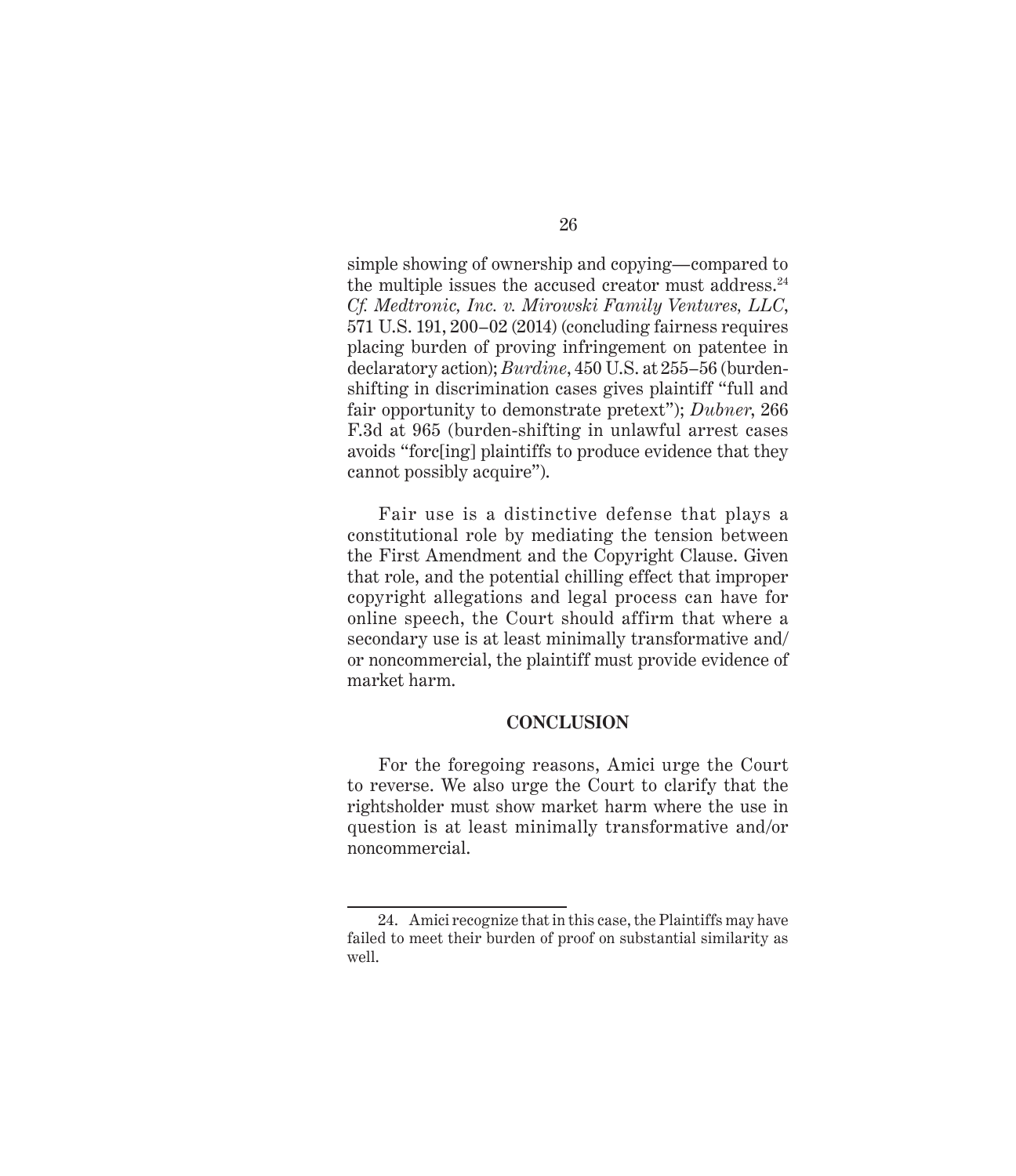simple showing of ownership and copying—compared to the multiple issues the accused creator must address.[24] *Cf. Medtronic, Inc. v. Mirowski Family Ventures, LLC*, 571 U.S. 191, 200–02 (2014) (concluding fairness requires placing burden of proving infringement on patentee in declaratory action); *Burdine*, 450 U.S. at 255–56 (burden-shifting in discrimination cases gives plaintiff "full and fair opportunity to demonstrate pretext"); *Dubner*, 266 F.3d at 965 (burden-shifting in unlawful arrest cases avoids "forc[ing] plaintiffs to produce evidence that they cannot possibly acquire").

Fair use is a distinctive defense that plays a constitutional role by mediating the tension between the First Amendment and the Copyright Clause. Given that role, and the potential chilling effect that improper copyright allegations and legal process can have for online speech, the Court should affirm that where a secondary use is at least minimally transformative and/or noncommercial, the plaintiff must provide evidence of market harm.

## CONCLUSION

For the foregoing reasons, Amici urge the Court to reverse. We also urge the Court to clarify that the rightsholder must show market harm where the use in question is at least minimally transformative and/or noncommercial.

---

24. Amici recognize that in this case, the Plaintiffs may have failed to meet their burden of proof on substantial similarity as well.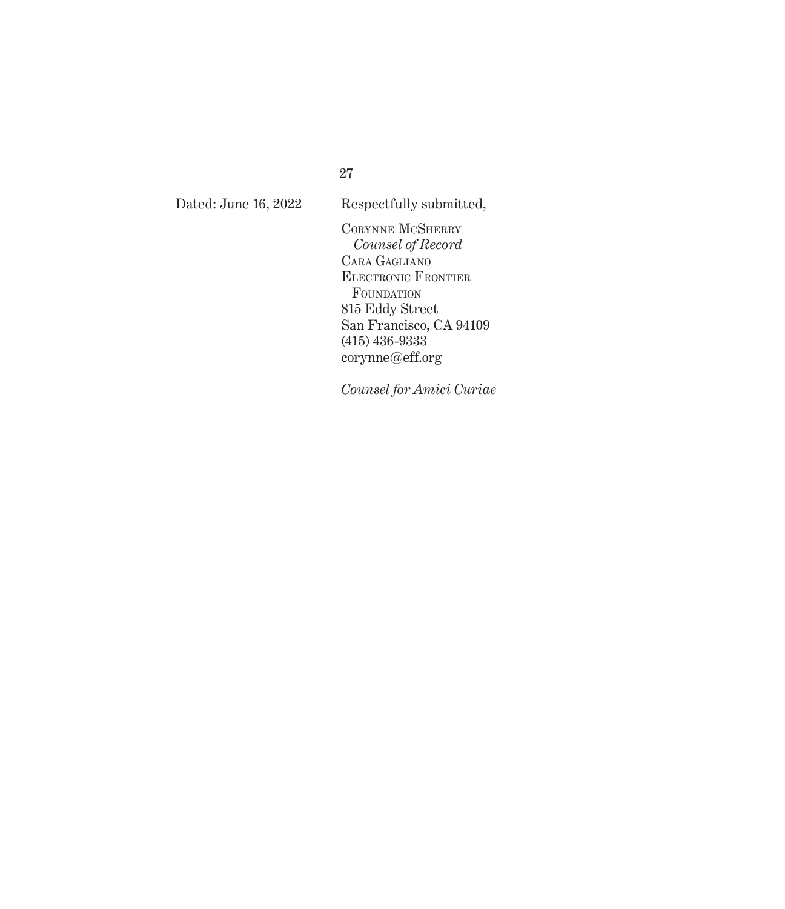Dated: June 16, 2022

Respectfully submitted,

CORYNNE MCSHERRY
*Counsel of Record*
CARA GAGLIANO
ELECTRONIC FRONTIER FOUNDATION
815 Eddy Street
San Francisco, CA 94109
(415) 436-9333
corynne@eff.org

*Counsel for Amici Curiae*